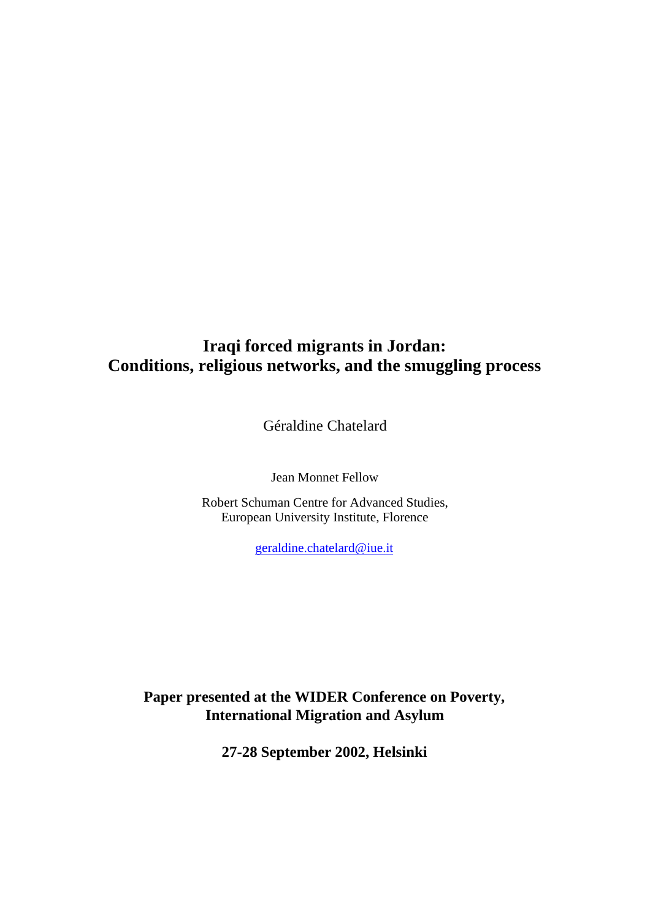# Iraqi forced migrants in Jordan: Conditions, religious networks, and the smuggling process

Géraldine Chatelard

Jean Monnet Fellow

Robert Schuman Centre for Advanced Studies,
European University Institute, Florence

geraldine.chatelard@iue.it

**Paper presented at the WIDER Conference on Poverty, International Migration and Asylum**

**27-28 September 2002, Helsinki**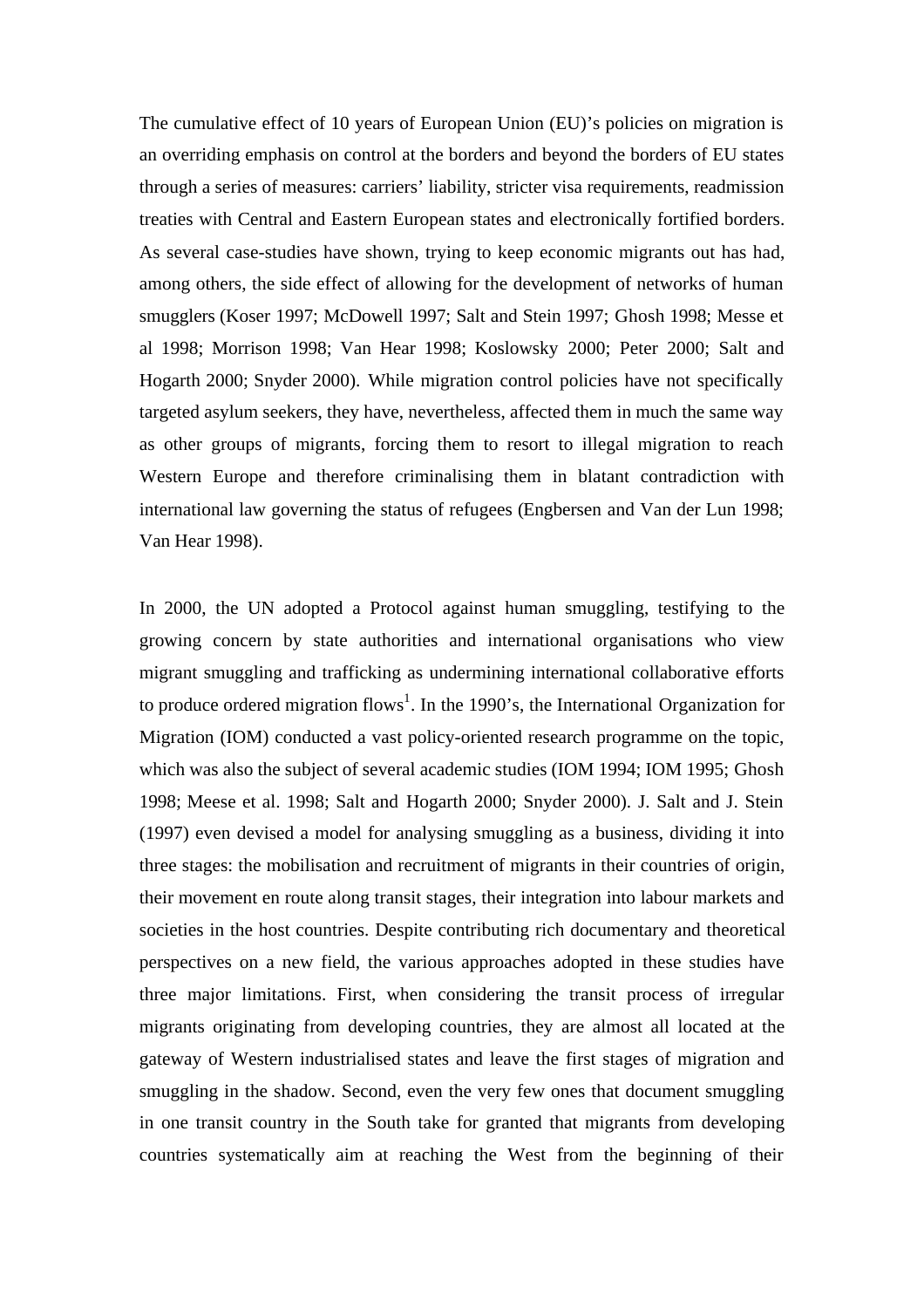The cumulative effect of 10 years of European Union (EU)'s policies on migration is an overriding emphasis on control at the borders and beyond the borders of EU states through a series of measures: carriers' liability, stricter visa requirements, readmission treaties with Central and Eastern European states and electronically fortified borders. As several case-studies have shown, trying to keep economic migrants out has had, among others, the side effect of allowing for the development of networks of human smugglers (Koser 1997; McDowell 1997; Salt and Stein 1997; Ghosh 1998; Messe et al 1998; Morrison 1998; Van Hear 1998; Koslowsky 2000; Peter 2000; Salt and Hogarth 2000; Snyder 2000). While migration control policies have not specifically targeted asylum seekers, they have, nevertheless, affected them in much the same way as other groups of migrants, forcing them to resort to illegal migration to reach Western Europe and therefore criminalising them in blatant contradiction with international law governing the status of refugees (Engbersen and Van der Lun 1998; Van Hear 1998).

In 2000, the UN adopted a Protocol against human smuggling, testifying to the growing concern by state authorities and international organisations who view migrant smuggling and trafficking as undermining international collaborative efforts to produce ordered migration flows[1]. In the 1990's, the International Organization for Migration (IOM) conducted a vast policy-oriented research programme on the topic, which was also the subject of several academic studies (IOM 1994; IOM 1995; Ghosh 1998; Meese et al. 1998; Salt and Hogarth 2000; Snyder 2000). J. Salt and J. Stein (1997) even devised a model for analysing smuggling as a business, dividing it into three stages: the mobilisation and recruitment of migrants in their countries of origin, their movement en route along transit stages, their integration into labour markets and societies in the host countries. Despite contributing rich documentary and theoretical perspectives on a new field, the various approaches adopted in these studies have three major limitations. First, when considering the transit process of irregular migrants originating from developing countries, they are almost all located at the gateway of Western industrialised states and leave the first stages of migration and smuggling in the shadow. Second, even the very few ones that document smuggling in one transit country in the South take for granted that migrants from developing countries systematically aim at reaching the West from the beginning of their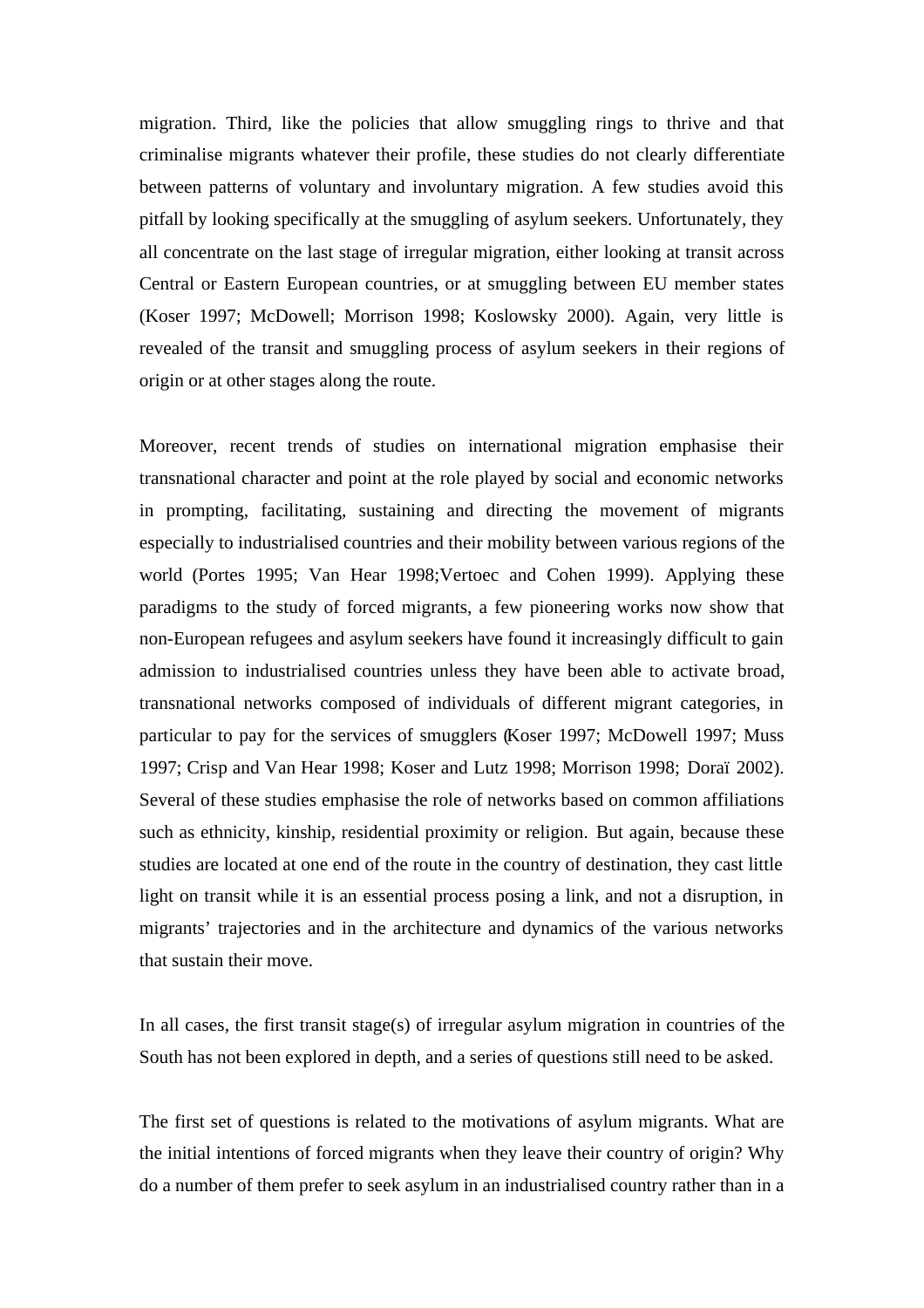migration. Third, like the policies that allow smuggling rings to thrive and that criminalise migrants whatever their profile, these studies do not clearly differentiate between patterns of voluntary and involuntary migration. A few studies avoid this pitfall by looking specifically at the smuggling of asylum seekers. Unfortunately, they all concentrate on the last stage of irregular migration, either looking at transit across Central or Eastern European countries, or at smuggling between EU member states (Koser 1997; McDowell; Morrison 1998; Koslowsky 2000). Again, very little is revealed of the transit and smuggling process of asylum seekers in their regions of origin or at other stages along the route.

Moreover, recent trends of studies on international migration emphasise their transnational character and point at the role played by social and economic networks in prompting, facilitating, sustaining and directing the movement of migrants especially to industrialised countries and their mobility between various regions of the world (Portes 1995; Van Hear 1998;Vertoec and Cohen 1999). Applying these paradigms to the study of forced migrants, a few pioneering works now show that non-European refugees and asylum seekers have found it increasingly difficult to gain admission to industrialised countries unless they have been able to activate broad, transnational networks composed of individuals of different migrant categories, in particular to pay for the services of smugglers (Koser 1997; McDowell 1997; Muss 1997; Crisp and Van Hear 1998; Koser and Lutz 1998; Morrison 1998; Doraï 2002). Several of these studies emphasise the role of networks based on common affiliations such as ethnicity, kinship, residential proximity or religion. But again, because these studies are located at one end of the route in the country of destination, they cast little light on transit while it is an essential process posing a link, and not a disruption, in migrants' trajectories and in the architecture and dynamics of the various networks that sustain their move.

In all cases, the first transit stage(s) of irregular asylum migration in countries of the South has not been explored in depth, and a series of questions still need to be asked.

The first set of questions is related to the motivations of asylum migrants. What are the initial intentions of forced migrants when they leave their country of origin? Why do a number of them prefer to seek asylum in an industrialised country rather than in a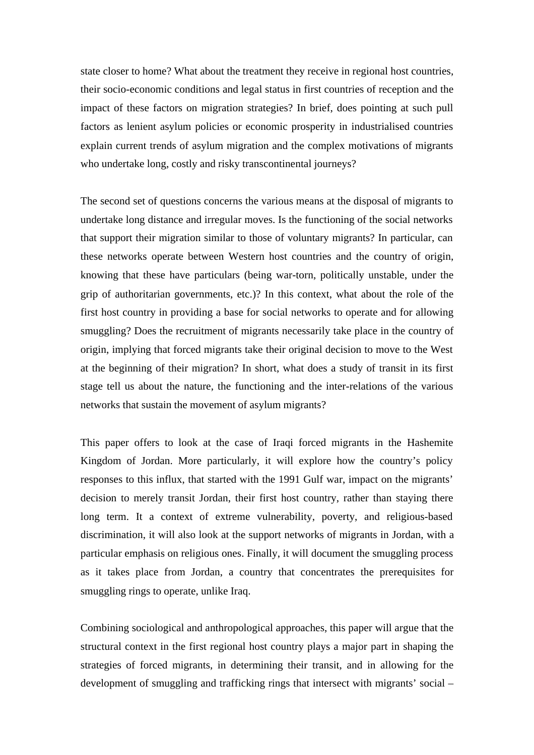state closer to home? What about the treatment they receive in regional host countries, their socio-economic conditions and legal status in first countries of reception and the impact of these factors on migration strategies? In brief, does pointing at such pull factors as lenient asylum policies or economic prosperity in industrialised countries explain current trends of asylum migration and the complex motivations of migrants who undertake long, costly and risky transcontinental journeys?

The second set of questions concerns the various means at the disposal of migrants to undertake long distance and irregular moves. Is the functioning of the social networks that support their migration similar to those of voluntary migrants? In particular, can these networks operate between Western host countries and the country of origin, knowing that these have particulars (being war-torn, politically unstable, under the grip of authoritarian governments, etc.)? In this context, what about the role of the first host country in providing a base for social networks to operate and for allowing smuggling? Does the recruitment of migrants necessarily take place in the country of origin, implying that forced migrants take their original decision to move to the West at the beginning of their migration? In short, what does a study of transit in its first stage tell us about the nature, the functioning and the inter-relations of the various networks that sustain the movement of asylum migrants?

This paper offers to look at the case of Iraqi forced migrants in the Hashemite Kingdom of Jordan. More particularly, it will explore how the country's policy responses to this influx, that started with the 1991 Gulf war, impact on the migrants' decision to merely transit Jordan, their first host country, rather than staying there long term. It a context of extreme vulnerability, poverty, and religious-based discrimination, it will also look at the support networks of migrants in Jordan, with a particular emphasis on religious ones. Finally, it will document the smuggling process as it takes place from Jordan, a country that concentrates the prerequisites for smuggling rings to operate, unlike Iraq.

Combining sociological and anthropological approaches, this paper will argue that the structural context in the first regional host country plays a major part in shaping the strategies of forced migrants, in determining their transit, and in allowing for the development of smuggling and trafficking rings that intersect with migrants' social –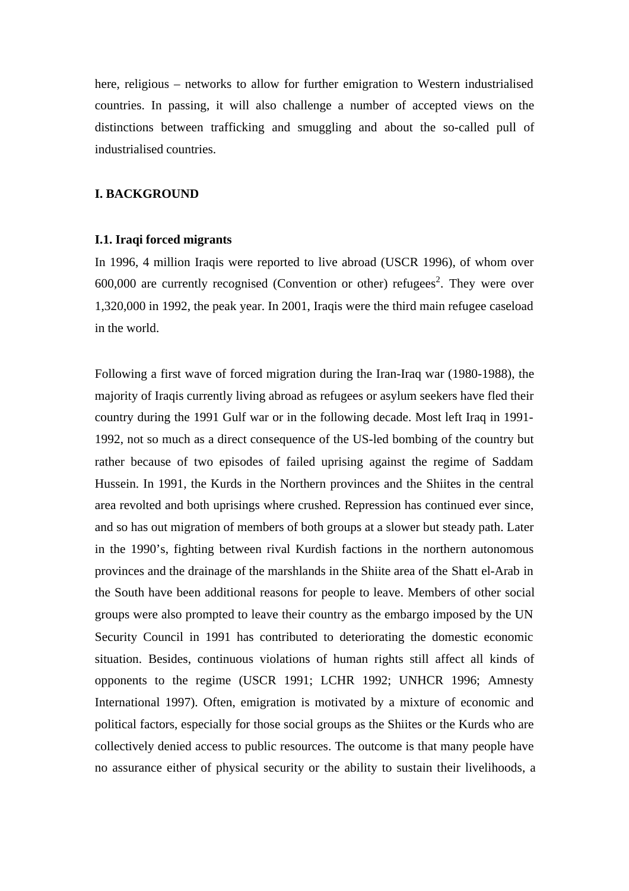here, religious – networks to allow for further emigration to Western industrialised countries. In passing, it will also challenge a number of accepted views on the distinctions between trafficking and smuggling and about the so-called pull of industrialised countries.

## I. BACKGROUND

### I.1. Iraqi forced migrants

In 1996, 4 million Iraqis were reported to live abroad (USCR 1996), of whom over 600,000 are currently recognised (Convention or other) refugees[2]. They were over 1,320,000 in 1992, the peak year. In 2001, Iraqis were the third main refugee caseload in the world.

Following a first wave of forced migration during the Iran-Iraq war (1980-1988), the majority of Iraqis currently living abroad as refugees or asylum seekers have fled their country during the 1991 Gulf war or in the following decade. Most left Iraq in 1991-1992, not so much as a direct consequence of the US-led bombing of the country but rather because of two episodes of failed uprising against the regime of Saddam Hussein. In 1991, the Kurds in the Northern provinces and the Shiites in the central area revolted and both uprisings where crushed. Repression has continued ever since, and so has out migration of members of both groups at a slower but steady path. Later in the 1990's, fighting between rival Kurdish factions in the northern autonomous provinces and the drainage of the marshlands in the Shiite area of the Shatt el-Arab in the South have been additional reasons for people to leave. Members of other social groups were also prompted to leave their country as the embargo imposed by the UN Security Council in 1991 has contributed to deteriorating the domestic economic situation. Besides, continuous violations of human rights still affect all kinds of opponents to the regime (USCR 1991; LCHR 1992; UNHCR 1996; Amnesty International 1997). Often, emigration is motivated by a mixture of economic and political factors, especially for those social groups as the Shiites or the Kurds who are collectively denied access to public resources. The outcome is that many people have no assurance either of physical security or the ability to sustain their livelihoods, a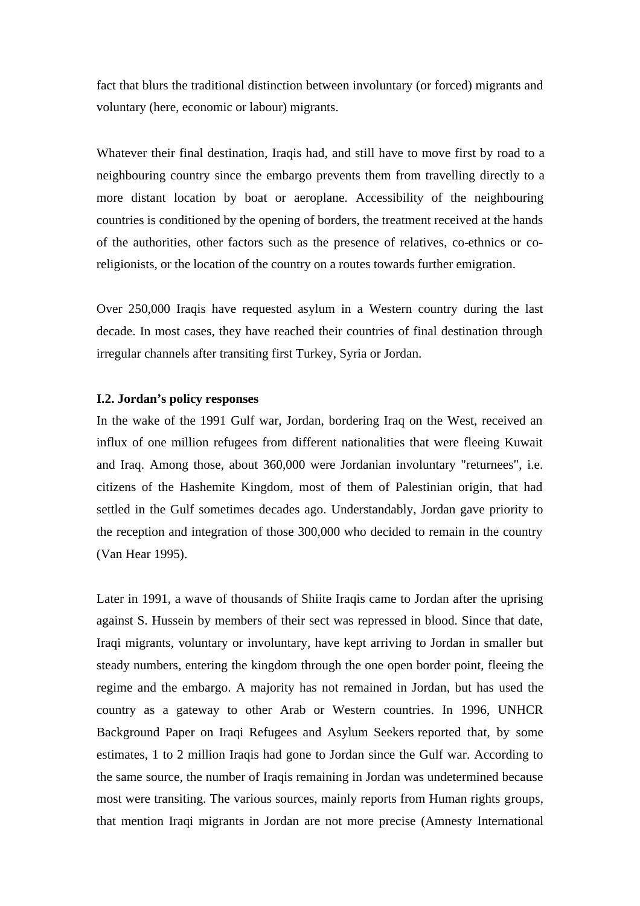fact that blurs the traditional distinction between involuntary (or forced) migrants and voluntary (here, economic or labour) migrants.

Whatever their final destination, Iraqis had, and still have to move first by road to a neighbouring country since the embargo prevents them from travelling directly to a more distant location by boat or aeroplane. Accessibility of the neighbouring countries is conditioned by the opening of borders, the treatment received at the hands of the authorities, other factors such as the presence of relatives, co-ethnics or co-religionists, or the location of the country on a routes towards further emigration.

Over 250,000 Iraqis have requested asylum in a Western country during the last decade. In most cases, they have reached their countries of final destination through irregular channels after transiting first Turkey, Syria or Jordan.

**I.2. Jordan's policy responses**

In the wake of the 1991 Gulf war, Jordan, bordering Iraq on the West, received an influx of one million refugees from different nationalities that were fleeing Kuwait and Iraq. Among those, about 360,000 were Jordanian involuntary "returnees", i.e. citizens of the Hashemite Kingdom, most of them of Palestinian origin, that had settled in the Gulf sometimes decades ago. Understandably, Jordan gave priority to the reception and integration of those 300,000 who decided to remain in the country (Van Hear 1995).

Later in 1991, a wave of thousands of Shiite Iraqis came to Jordan after the uprising against S. Hussein by members of their sect was repressed in blood. Since that date, Iraqi migrants, voluntary or involuntary, have kept arriving to Jordan in smaller but steady numbers, entering the kingdom through the one open border point, fleeing the regime and the embargo. A majority has not remained in Jordan, but has used the country as a gateway to other Arab or Western countries. In 1996, UNHCR Background Paper on Iraqi Refugees and Asylum Seekers reported that, by some estimates, 1 to 2 million Iraqis had gone to Jordan since the Gulf war. According to the same source, the number of Iraqis remaining in Jordan was undetermined because most were transiting. The various sources, mainly reports from Human rights groups, that mention Iraqi migrants in Jordan are not more precise (Amnesty International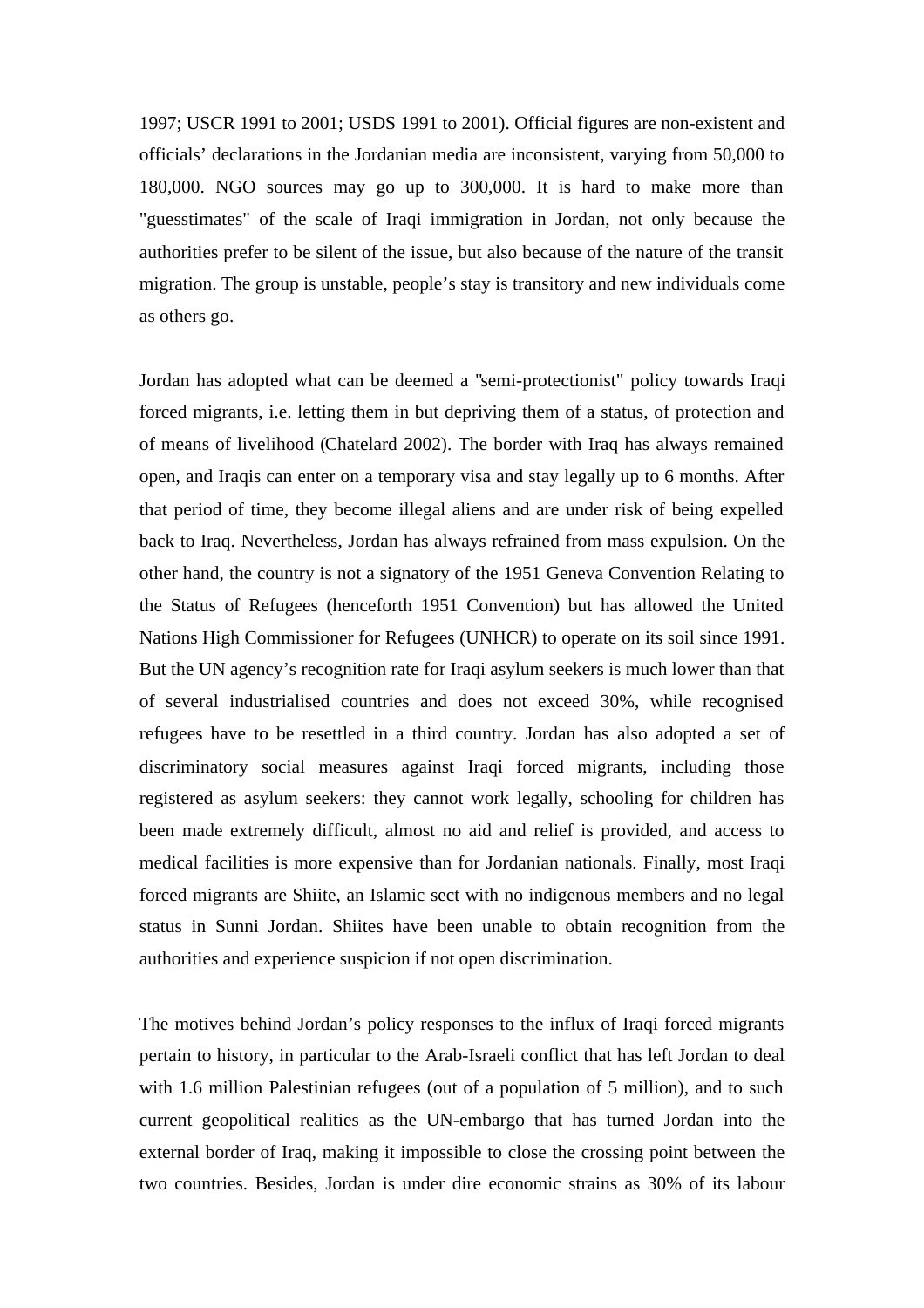1997; USCR 1991 to 2001; USDS 1991 to 2001). Official figures are non-existent and officials' declarations in the Jordanian media are inconsistent, varying from 50,000 to 180,000. NGO sources may go up to 300,000. It is hard to make more than "guesstimates" of the scale of Iraqi immigration in Jordan, not only because the authorities prefer to be silent of the issue, but also because of the nature of the transit migration. The group is unstable, people's stay is transitory and new individuals come as others go.

Jordan has adopted what can be deemed a "semi-protectionist" policy towards Iraqi forced migrants, i.e. letting them in but depriving them of a status, of protection and of means of livelihood (Chatelard 2002). The border with Iraq has always remained open, and Iraqis can enter on a temporary visa and stay legally up to 6 months. After that period of time, they become illegal aliens and are under risk of being expelled back to Iraq. Nevertheless, Jordan has always refrained from mass expulsion. On the other hand, the country is not a signatory of the 1951 Geneva Convention Relating to the Status of Refugees (henceforth 1951 Convention) but has allowed the United Nations High Commissioner for Refugees (UNHCR) to operate on its soil since 1991. But the UN agency's recognition rate for Iraqi asylum seekers is much lower than that of several industrialised countries and does not exceed 30%, while recognised refugees have to be resettled in a third country. Jordan has also adopted a set of discriminatory social measures against Iraqi forced migrants, including those registered as asylum seekers: they cannot work legally, schooling for children has been made extremely difficult, almost no aid and relief is provided, and access to medical facilities is more expensive than for Jordanian nationals. Finally, most Iraqi forced migrants are Shiite, an Islamic sect with no indigenous members and no legal status in Sunni Jordan. Shiites have been unable to obtain recognition from the authorities and experience suspicion if not open discrimination.

The motives behind Jordan's policy responses to the influx of Iraqi forced migrants pertain to history, in particular to the Arab-Israeli conflict that has left Jordan to deal with 1.6 million Palestinian refugees (out of a population of 5 million), and to such current geopolitical realities as the UN-embargo that has turned Jordan into the external border of Iraq, making it impossible to close the crossing point between the two countries. Besides, Jordan is under dire economic strains as 30% of its labour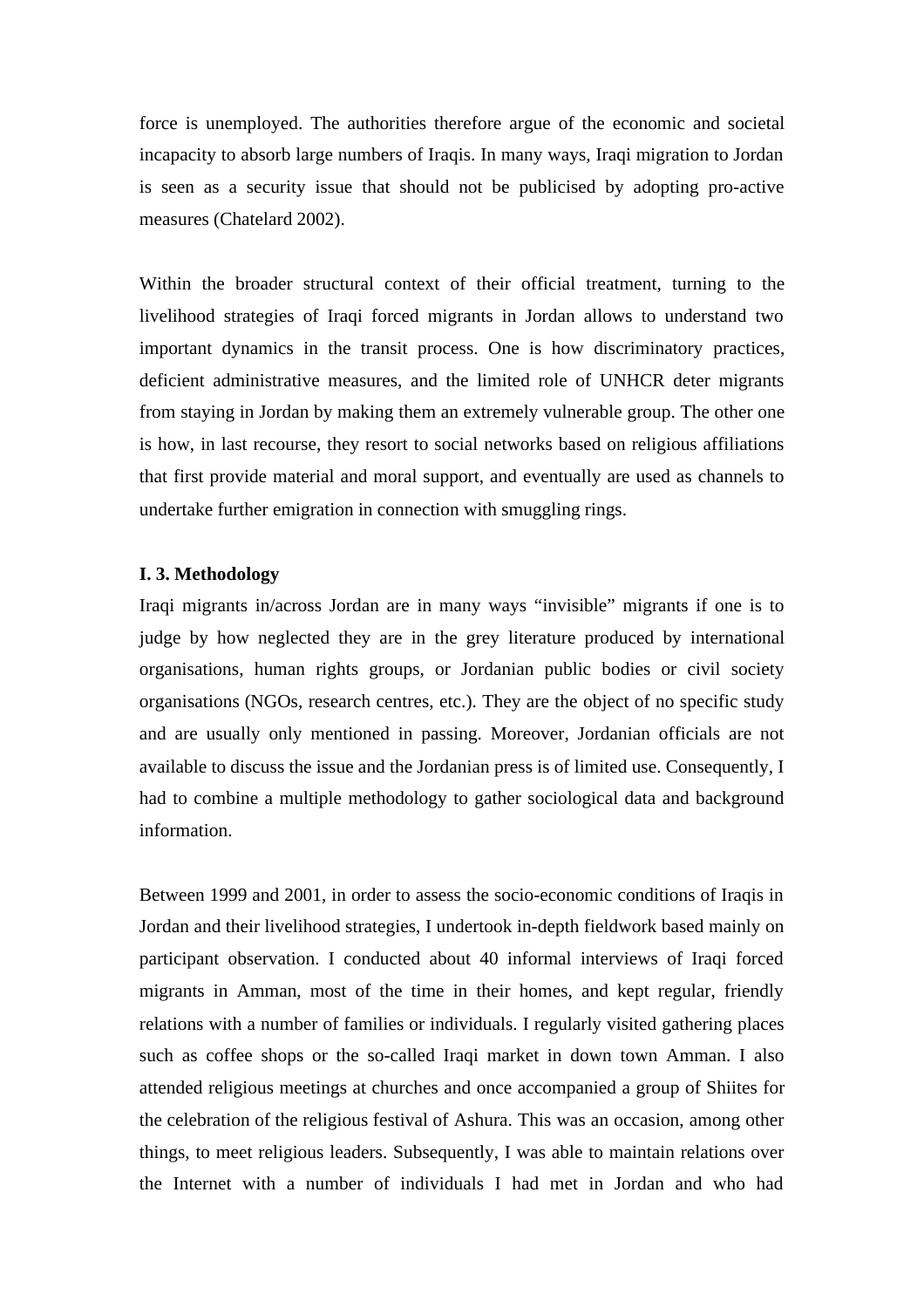force is unemployed. The authorities therefore argue of the economic and societal incapacity to absorb large numbers of Iraqis. In many ways, Iraqi migration to Jordan is seen as a security issue that should not be publicised by adopting pro-active measures (Chatelard 2002).

Within the broader structural context of their official treatment, turning to the livelihood strategies of Iraqi forced migrants in Jordan allows to understand two important dynamics in the transit process. One is how discriminatory practices, deficient administrative measures, and the limited role of UNHCR deter migrants from staying in Jordan by making them an extremely vulnerable group. The other one is how, in last recourse, they resort to social networks based on religious affiliations that first provide material and moral support, and eventually are used as channels to undertake further emigration in connection with smuggling rings.

### I. 3. Methodology

Iraqi migrants in/across Jordan are in many ways "invisible" migrants if one is to judge by how neglected they are in the grey literature produced by international organisations, human rights groups, or Jordanian public bodies or civil society organisations (NGOs, research centres, etc.). They are the object of no specific study and are usually only mentioned in passing. Moreover, Jordanian officials are not available to discuss the issue and the Jordanian press is of limited use. Consequently, I had to combine a multiple methodology to gather sociological data and background information.

Between 1999 and 2001, in order to assess the socio-economic conditions of Iraqis in Jordan and their livelihood strategies, I undertook in-depth fieldwork based mainly on participant observation. I conducted about 40 informal interviews of Iraqi forced migrants in Amman, most of the time in their homes, and kept regular, friendly relations with a number of families or individuals. I regularly visited gathering places such as coffee shops or the so-called Iraqi market in down town Amman. I also attended religious meetings at churches and once accompanied a group of Shiites for the celebration of the religious festival of Ashura. This was an occasion, among other things, to meet religious leaders. Subsequently, I was able to maintain relations over the Internet with a number of individuals I had met in Jordan and who had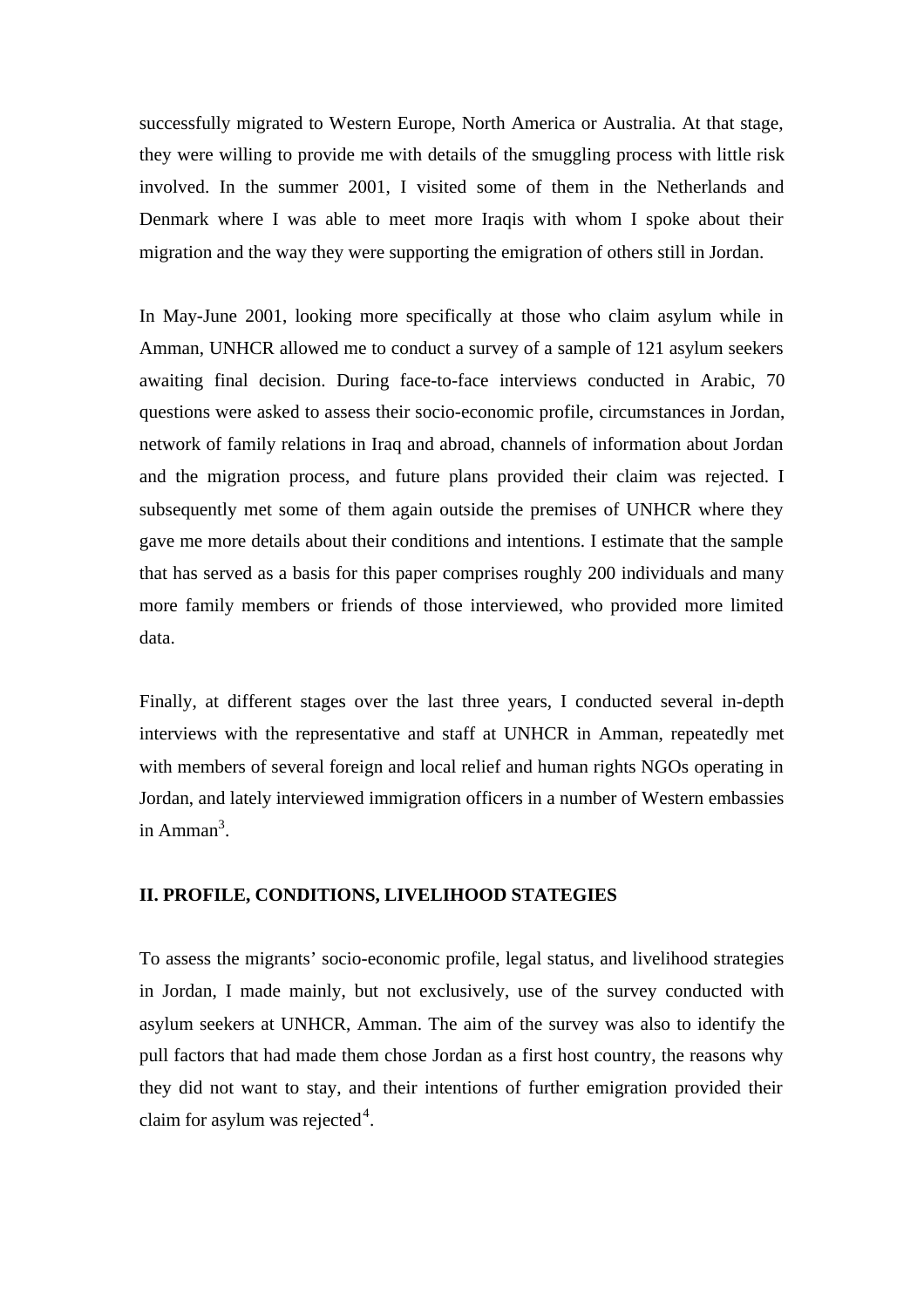successfully migrated to Western Europe, North America or Australia. At that stage, they were willing to provide me with details of the smuggling process with little risk involved. In the summer 2001, I visited some of them in the Netherlands and Denmark where I was able to meet more Iraqis with whom I spoke about their migration and the way they were supporting the emigration of others still in Jordan.

In May-June 2001, looking more specifically at those who claim asylum while in Amman, UNHCR allowed me to conduct a survey of a sample of 121 asylum seekers awaiting final decision. During face-to-face interviews conducted in Arabic, 70 questions were asked to assess their socio-economic profile, circumstances in Jordan, network of family relations in Iraq and abroad, channels of information about Jordan and the migration process, and future plans provided their claim was rejected. I subsequently met some of them again outside the premises of UNHCR where they gave me more details about their conditions and intentions. I estimate that the sample that has served as a basis for this paper comprises roughly 200 individuals and many more family members or friends of those interviewed, who provided more limited data.

Finally, at different stages over the last three years, I conducted several in-depth interviews with the representative and staff at UNHCR in Amman, repeatedly met with members of several foreign and local relief and human rights NGOs operating in Jordan, and lately interviewed immigration officers in a number of Western embassies in Amman[3].

## II. PROFILE, CONDITIONS, LIVELIHOOD STATEGIES

To assess the migrants' socio-economic profile, legal status, and livelihood strategies in Jordan, I made mainly, but not exclusively, use of the survey conducted with asylum seekers at UNHCR, Amman. The aim of the survey was also to identify the pull factors that had made them chose Jordan as a first host country, the reasons why they did not want to stay, and their intentions of further emigration provided their claim for asylum was rejected[4].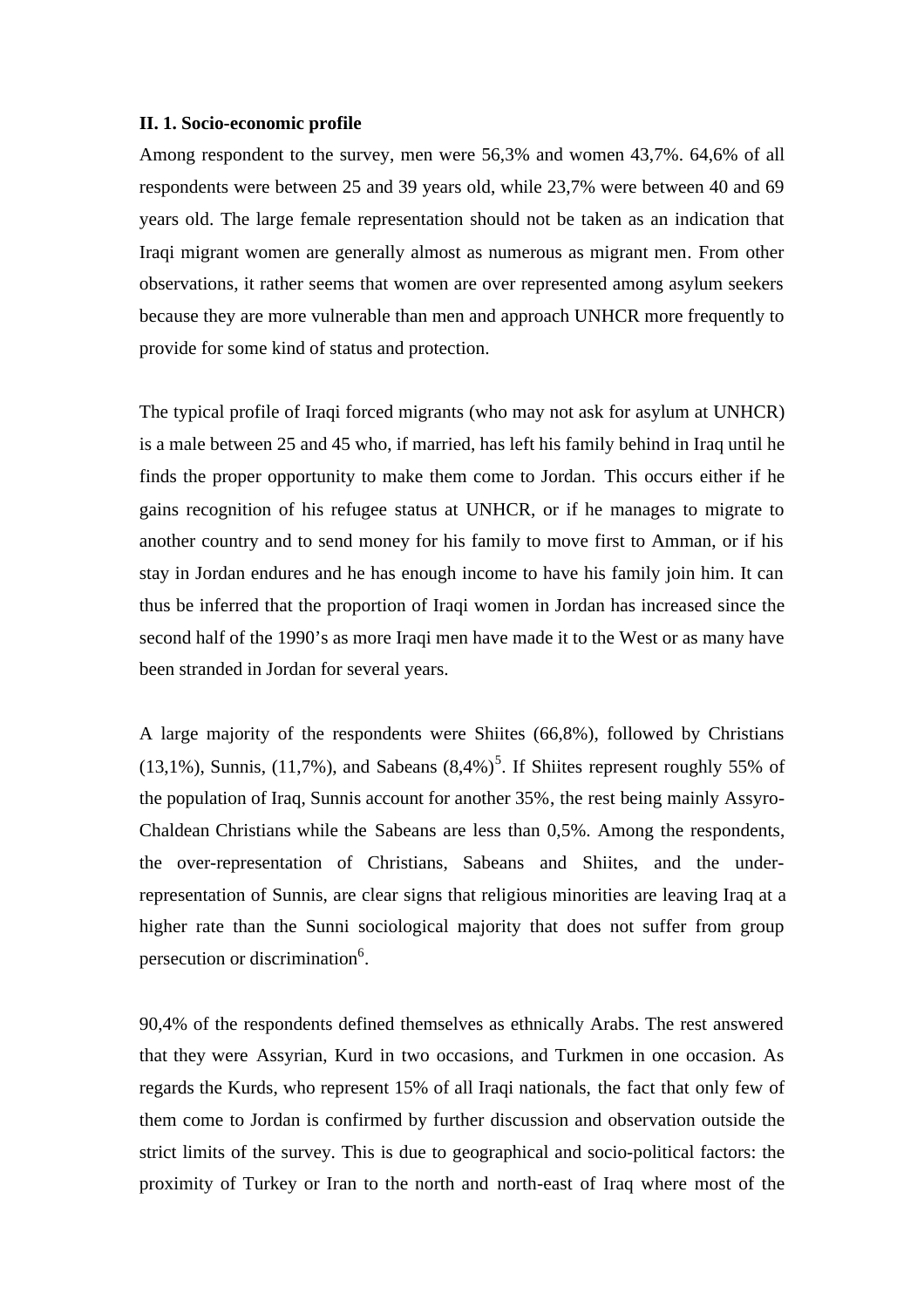### II. 1. Socio-economic profile

Among respondent to the survey, men were 56,3% and women 43,7%. 64,6% of all respondents were between 25 and 39 years old, while 23,7% were between 40 and 69 years old. The large female representation should not be taken as an indication that Iraqi migrant women are generally almost as numerous as migrant men. From other observations, it rather seems that women are over represented among asylum seekers because they are more vulnerable than men and approach UNHCR more frequently to provide for some kind of status and protection.

The typical profile of Iraqi forced migrants (who may not ask for asylum at UNHCR) is a male between 25 and 45 who, if married, has left his family behind in Iraq until he finds the proper opportunity to make them come to Jordan. This occurs either if he gains recognition of his refugee status at UNHCR, or if he manages to migrate to another country and to send money for his family to move first to Amman, or if his stay in Jordan endures and he has enough income to have his family join him. It can thus be inferred that the proportion of Iraqi women in Jordan has increased since the second half of the 1990's as more Iraqi men have made it to the West or as many have been stranded in Jordan for several years.

A large majority of the respondents were Shiites (66,8%), followed by Christians (13,1%), Sunnis, (11,7%), and Sabeans (8,4%)[5]. If Shiites represent roughly 55% of the population of Iraq, Sunnis account for another 35%, the rest being mainly Assyro-Chaldean Christians while the Sabeans are less than 0,5%. Among the respondents, the over-representation of Christians, Sabeans and Shiites, and the under-representation of Sunnis, are clear signs that religious minorities are leaving Iraq at a higher rate than the Sunni sociological majority that does not suffer from group persecution or discrimination[6].

90,4% of the respondents defined themselves as ethnically Arabs. The rest answered that they were Assyrian, Kurd in two occasions, and Turkmen in one occasion. As regards the Kurds, who represent 15% of all Iraqi nationals, the fact that only few of them come to Jordan is confirmed by further discussion and observation outside the strict limits of the survey. This is due to geographical and socio-political factors: the proximity of Turkey or Iran to the north and north-east of Iraq where most of the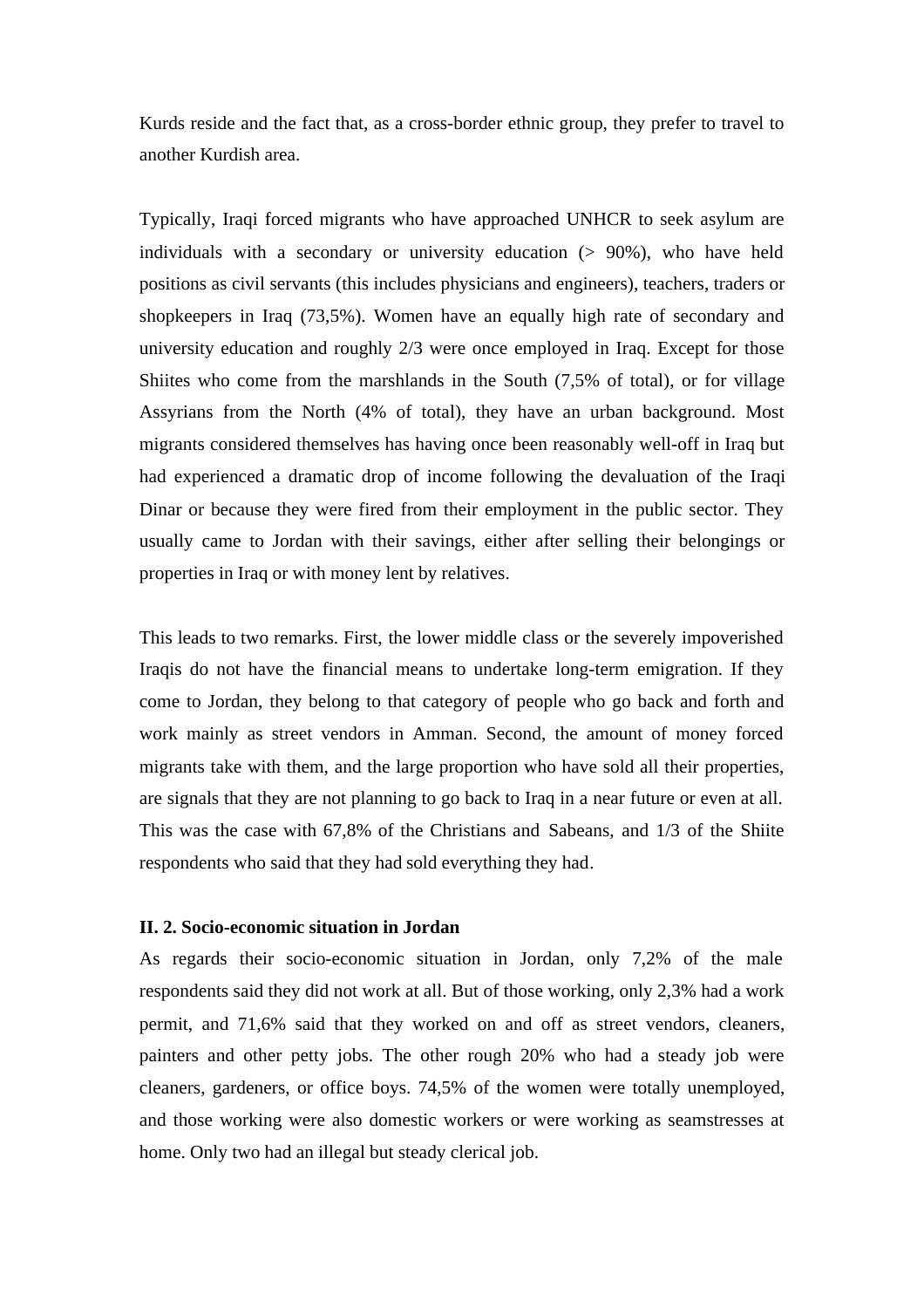Kurds reside and the fact that, as a cross-border ethnic group, they prefer to travel to another Kurdish area.

Typically, Iraqi forced migrants who have approached UNHCR to seek asylum are individuals with a secondary or university education (> 90%), who have held positions as civil servants (this includes physicians and engineers), teachers, traders or shopkeepers in Iraq (73,5%). Women have an equally high rate of secondary and university education and roughly 2/3 were once employed in Iraq. Except for those Shiites who come from the marshlands in the South (7,5% of total), or for village Assyrians from the North (4% of total), they have an urban background. Most migrants considered themselves has having once been reasonably well-off in Iraq but had experienced a dramatic drop of income following the devaluation of the Iraqi Dinar or because they were fired from their employment in the public sector. They usually came to Jordan with their savings, either after selling their belongings or properties in Iraq or with money lent by relatives.

This leads to two remarks. First, the lower middle class or the severely impoverished Iraqis do not have the financial means to undertake long-term emigration. If they come to Jordan, they belong to that category of people who go back and forth and work mainly as street vendors in Amman. Second, the amount of money forced migrants take with them, and the large proportion who have sold all their properties, are signals that they are not planning to go back to Iraq in a near future or even at all. This was the case with 67,8% of the Christians and Sabeans, and 1/3 of the Shiite respondents who said that they had sold everything they had.

**II. 2. Socio-economic situation in Jordan**

As regards their socio-economic situation in Jordan, only 7,2% of the male respondents said they did not work at all. But of those working, only 2,3% had a work permit, and 71,6% said that they worked on and off as street vendors, cleaners, painters and other petty jobs. The other rough 20% who had a steady job were cleaners, gardeners, or office boys. 74,5% of the women were totally unemployed, and those working were also domestic workers or were working as seamstresses at home. Only two had an illegal but steady clerical job.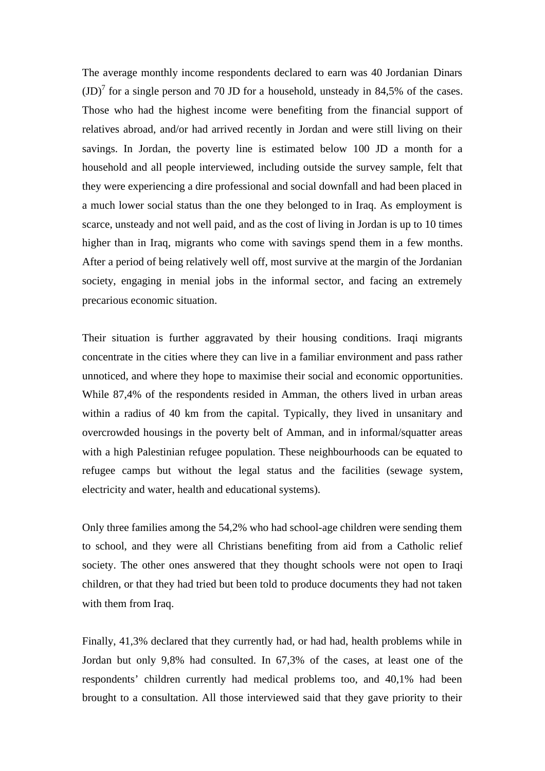The average monthly income respondents declared to earn was 40 Jordanian Dinars (JD)[7] for a single person and 70 JD for a household, unsteady in 84,5% of the cases. Those who had the highest income were benefiting from the financial support of relatives abroad, and/or had arrived recently in Jordan and were still living on their savings. In Jordan, the poverty line is estimated below 100 JD a month for a household and all people interviewed, including outside the survey sample, felt that they were experiencing a dire professional and social downfall and had been placed in a much lower social status than the one they belonged to in Iraq. As employment is scarce, unsteady and not well paid, and as the cost of living in Jordan is up to 10 times higher than in Iraq, migrants who come with savings spend them in a few months. After a period of being relatively well off, most survive at the margin of the Jordanian society, engaging in menial jobs in the informal sector, and facing an extremely precarious economic situation.

Their situation is further aggravated by their housing conditions. Iraqi migrants concentrate in the cities where they can live in a familiar environment and pass rather unnoticed, and where they hope to maximise their social and economic opportunities. While 87,4% of the respondents resided in Amman, the others lived in urban areas within a radius of 40 km from the capital. Typically, they lived in unsanitary and overcrowded housings in the poverty belt of Amman, and in informal/squatter areas with a high Palestinian refugee population. These neighbourhoods can be equated to refugee camps but without the legal status and the facilities (sewage system, electricity and water, health and educational systems).

Only three families among the 54,2% who had school-age children were sending them to school, and they were all Christians benefiting from aid from a Catholic relief society. The other ones answered that they thought schools were not open to Iraqi children, or that they had tried but been told to produce documents they had not taken with them from Iraq.

Finally, 41,3% declared that they currently had, or had had, health problems while in Jordan but only 9,8% had consulted. In 67,3% of the cases, at least one of the respondents' children currently had medical problems too, and 40,1% had been brought to a consultation. All those interviewed said that they gave priority to their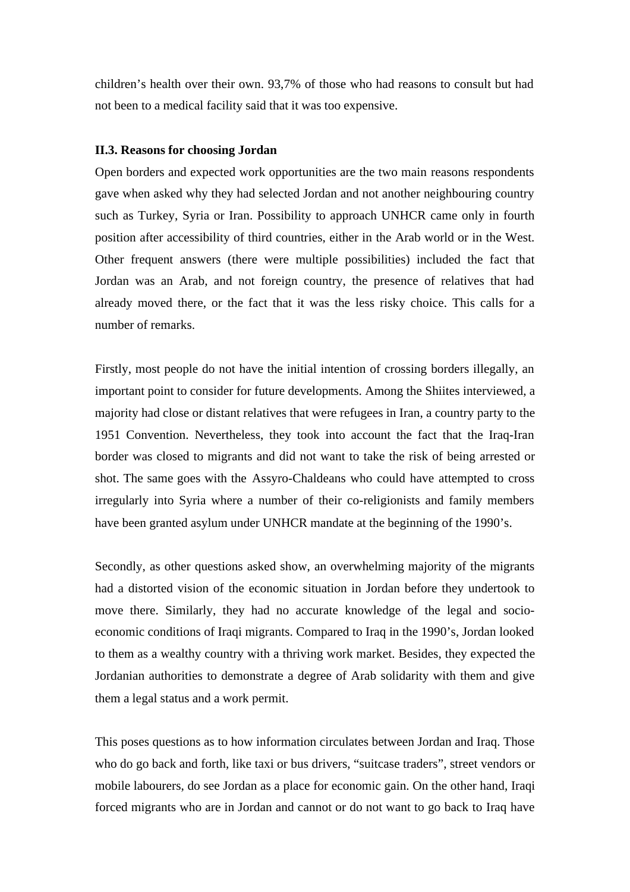children's health over their own. 93,7% of those who had reasons to consult but had not been to a medical facility said that it was too expensive.

### II.3. Reasons for choosing Jordan

Open borders and expected work opportunities are the two main reasons respondents gave when asked why they had selected Jordan and not another neighbouring country such as Turkey, Syria or Iran. Possibility to approach UNHCR came only in fourth position after accessibility of third countries, either in the Arab world or in the West. Other frequent answers (there were multiple possibilities) included the fact that Jordan was an Arab, and not foreign country, the presence of relatives that had already moved there, or the fact that it was the less risky choice. This calls for a number of remarks.

Firstly, most people do not have the initial intention of crossing borders illegally, an important point to consider for future developments. Among the Shiites interviewed, a majority had close or distant relatives that were refugees in Iran, a country party to the 1951 Convention. Nevertheless, they took into account the fact that the Iraq-Iran border was closed to migrants and did not want to take the risk of being arrested or shot. The same goes with the Assyro-Chaldeans who could have attempted to cross irregularly into Syria where a number of their co-religionists and family members have been granted asylum under UNHCR mandate at the beginning of the 1990's.

Secondly, as other questions asked show, an overwhelming majority of the migrants had a distorted vision of the economic situation in Jordan before they undertook to move there. Similarly, they had no accurate knowledge of the legal and socio-economic conditions of Iraqi migrants. Compared to Iraq in the 1990's, Jordan looked to them as a wealthy country with a thriving work market. Besides, they expected the Jordanian authorities to demonstrate a degree of Arab solidarity with them and give them a legal status and a work permit.

This poses questions as to how information circulates between Jordan and Iraq. Those who do go back and forth, like taxi or bus drivers, "suitcase traders", street vendors or mobile labourers, do see Jordan as a place for economic gain. On the other hand, Iraqi forced migrants who are in Jordan and cannot or do not want to go back to Iraq have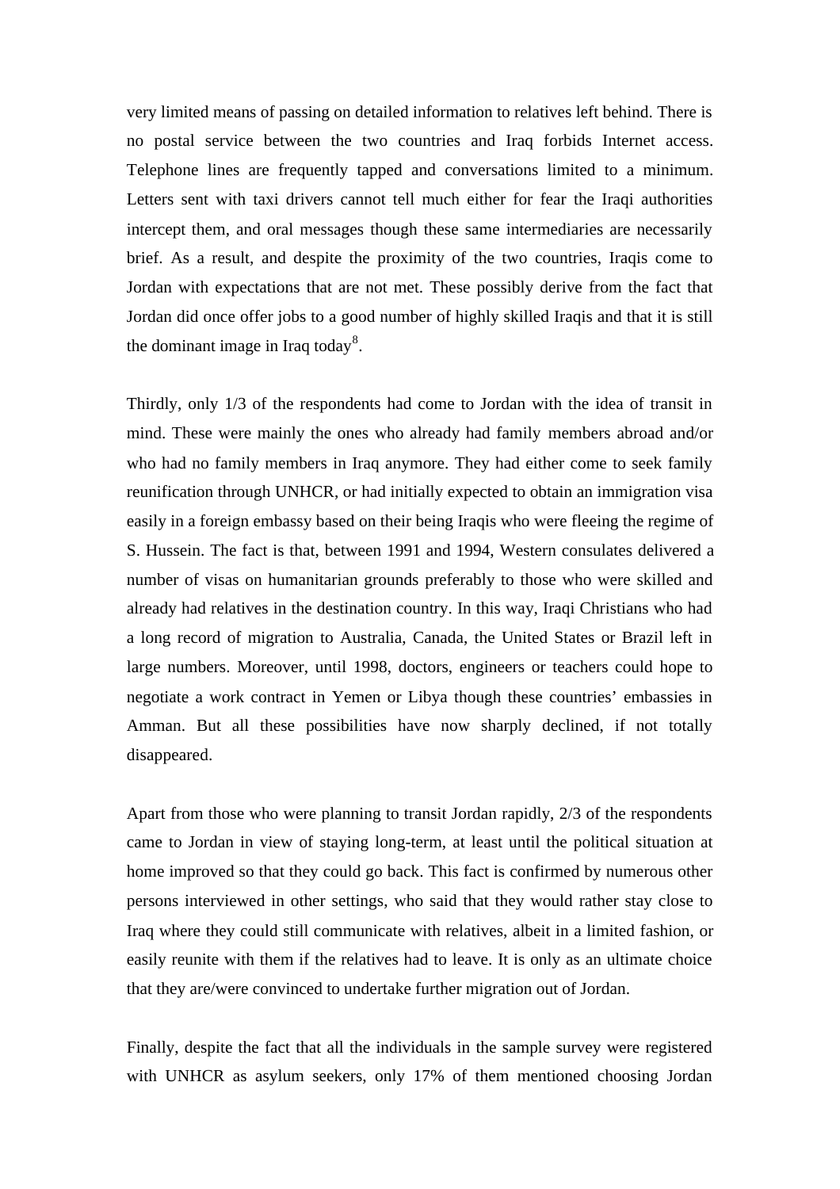very limited means of passing on detailed information to relatives left behind. There is no postal service between the two countries and Iraq forbids Internet access. Telephone lines are frequently tapped and conversations limited to a minimum. Letters sent with taxi drivers cannot tell much either for fear the Iraqi authorities intercept them, and oral messages though these same intermediaries are necessarily brief. As a result, and despite the proximity of the two countries, Iraqis come to Jordan with expectations that are not met. These possibly derive from the fact that Jordan did once offer jobs to a good number of highly skilled Iraqis and that it is still the dominant image in Iraq today[8].

Thirdly, only 1/3 of the respondents had come to Jordan with the idea of transit in mind. These were mainly the ones who already had family members abroad and/or who had no family members in Iraq anymore. They had either come to seek family reunification through UNHCR, or had initially expected to obtain an immigration visa easily in a foreign embassy based on their being Iraqis who were fleeing the regime of S. Hussein. The fact is that, between 1991 and 1994, Western consulates delivered a number of visas on humanitarian grounds preferably to those who were skilled and already had relatives in the destination country. In this way, Iraqi Christians who had a long record of migration to Australia, Canada, the United States or Brazil left in large numbers. Moreover, until 1998, doctors, engineers or teachers could hope to negotiate a work contract in Yemen or Libya though these countries' embassies in Amman. But all these possibilities have now sharply declined, if not totally disappeared.

Apart from those who were planning to transit Jordan rapidly, 2/3 of the respondents came to Jordan in view of staying long-term, at least until the political situation at home improved so that they could go back. This fact is confirmed by numerous other persons interviewed in other settings, who said that they would rather stay close to Iraq where they could still communicate with relatives, albeit in a limited fashion, or easily reunite with them if the relatives had to leave. It is only as an ultimate choice that they are/were convinced to undertake further migration out of Jordan.

Finally, despite the fact that all the individuals in the sample survey were registered with UNHCR as asylum seekers, only 17% of them mentioned choosing Jordan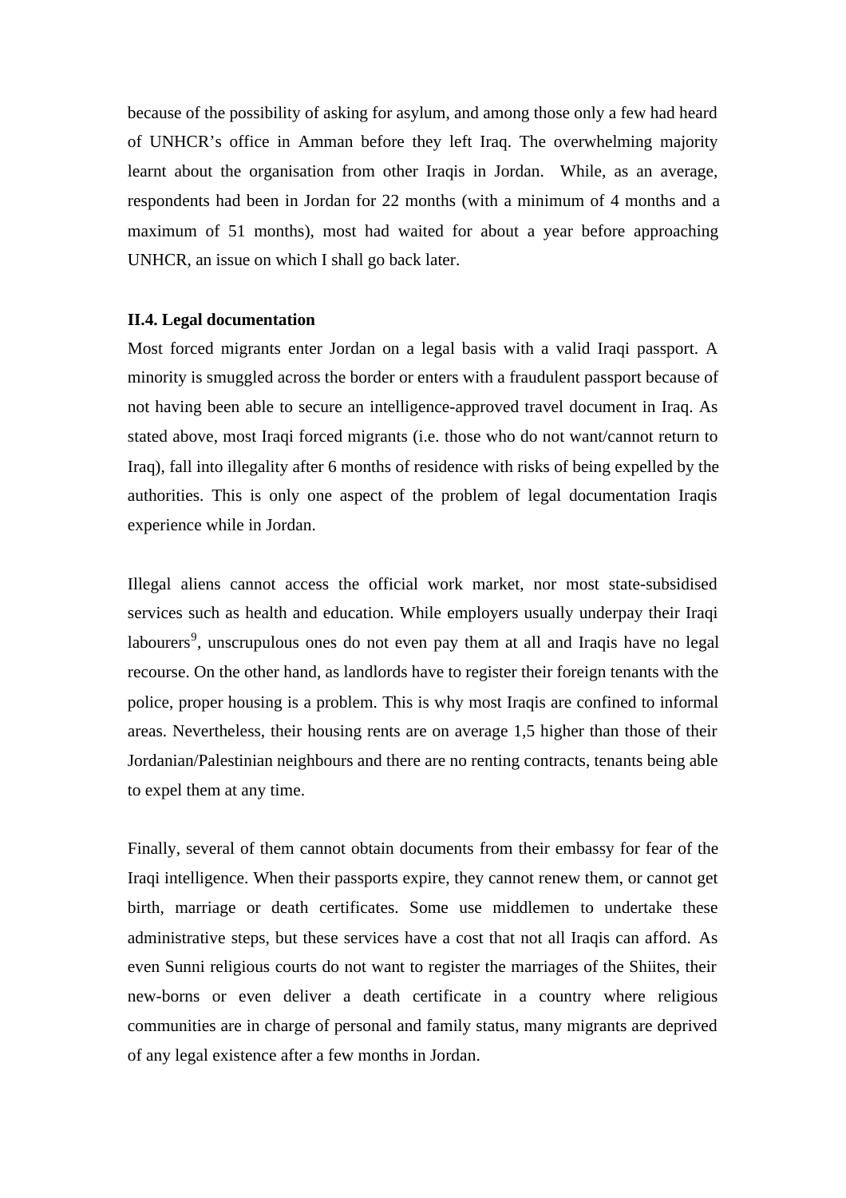because of the possibility of asking for asylum, and among those only a few had heard of UNHCR's office in Amman before they left Iraq. The overwhelming majority learnt about the organisation from other Iraqis in Jordan. While, as an average, respondents had been in Jordan for 22 months (with a minimum of 4 months and a maximum of 51 months), most had waited for about a year before approaching UNHCR, an issue on which I shall go back later.

### II.4. Legal documentation

Most forced migrants enter Jordan on a legal basis with a valid Iraqi passport. A minority is smuggled across the border or enters with a fraudulent passport because of not having been able to secure an intelligence-approved travel document in Iraq. As stated above, most Iraqi forced migrants (i.e. those who do not want/cannot return to Iraq), fall into illegality after 6 months of residence with risks of being expelled by the authorities. This is only one aspect of the problem of legal documentation Iraqis experience while in Jordan.

Illegal aliens cannot access the official work market, nor most state-subsidised services such as health and education. While employers usually underpay their Iraqi labourers[9], unscrupulous ones do not even pay them at all and Iraqis have no legal recourse. On the other hand, as landlords have to register their foreign tenants with the police, proper housing is a problem. This is why most Iraqis are confined to informal areas. Nevertheless, their housing rents are on average 1,5 higher than those of their Jordanian/Palestinian neighbours and there are no renting contracts, tenants being able to expel them at any time.

Finally, several of them cannot obtain documents from their embassy for fear of the Iraqi intelligence. When their passports expire, they cannot renew them, or cannot get birth, marriage or death certificates. Some use middlemen to undertake these administrative steps, but these services have a cost that not all Iraqis can afford. As even Sunni religious courts do not want to register the marriages of the Shiites, their new-borns or even deliver a death certificate in a country where religious communities are in charge of personal and family status, many migrants are deprived of any legal existence after a few months in Jordan.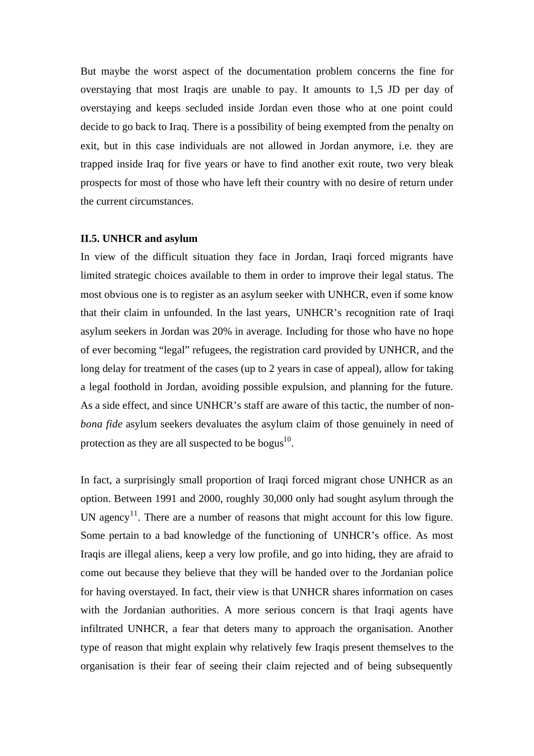But maybe the worst aspect of the documentation problem concerns the fine for overstaying that most Iraqis are unable to pay. It amounts to 1,5 JD per day of overstaying and keeps secluded inside Jordan even those who at one point could decide to go back to Iraq. There is a possibility of being exempted from the penalty on exit, but in this case individuals are not allowed in Jordan anymore, i.e. they are trapped inside Iraq for five years or have to find another exit route, two very bleak prospects for most of those who have left their country with no desire of return under the current circumstances.

### II.5. UNHCR and asylum

In view of the difficult situation they face in Jordan, Iraqi forced migrants have limited strategic choices available to them in order to improve their legal status. The most obvious one is to register as an asylum seeker with UNHCR, even if some know that their claim in unfounded. In the last years, UNHCR's recognition rate of Iraqi asylum seekers in Jordan was 20% in average. Including for those who have no hope of ever becoming "legal" refugees, the registration card provided by UNHCR, and the long delay for treatment of the cases (up to 2 years in case of appeal), allow for taking a legal foothold in Jordan, avoiding possible expulsion, and planning for the future. As a side effect, and since UNHCR's staff are aware of this tactic, the number of non-*bona fide* asylum seekers devaluates the asylum claim of those genuinely in need of protection as they are all suspected to be bogus[10].

In fact, a surprisingly small proportion of Iraqi forced migrant chose UNHCR as an option. Between 1991 and 2000, roughly 30,000 only had sought asylum through the UN agency[11]. There are a number of reasons that might account for this low figure. Some pertain to a bad knowledge of the functioning of UNHCR's office. As most Iraqis are illegal aliens, keep a very low profile, and go into hiding, they are afraid to come out because they believe that they will be handed over to the Jordanian police for having overstayed. In fact, their view is that UNHCR shares information on cases with the Jordanian authorities. A more serious concern is that Iraqi agents have infiltrated UNHCR, a fear that deters many to approach the organisation. Another type of reason that might explain why relatively few Iraqis present themselves to the organisation is their fear of seeing their claim rejected and of being subsequently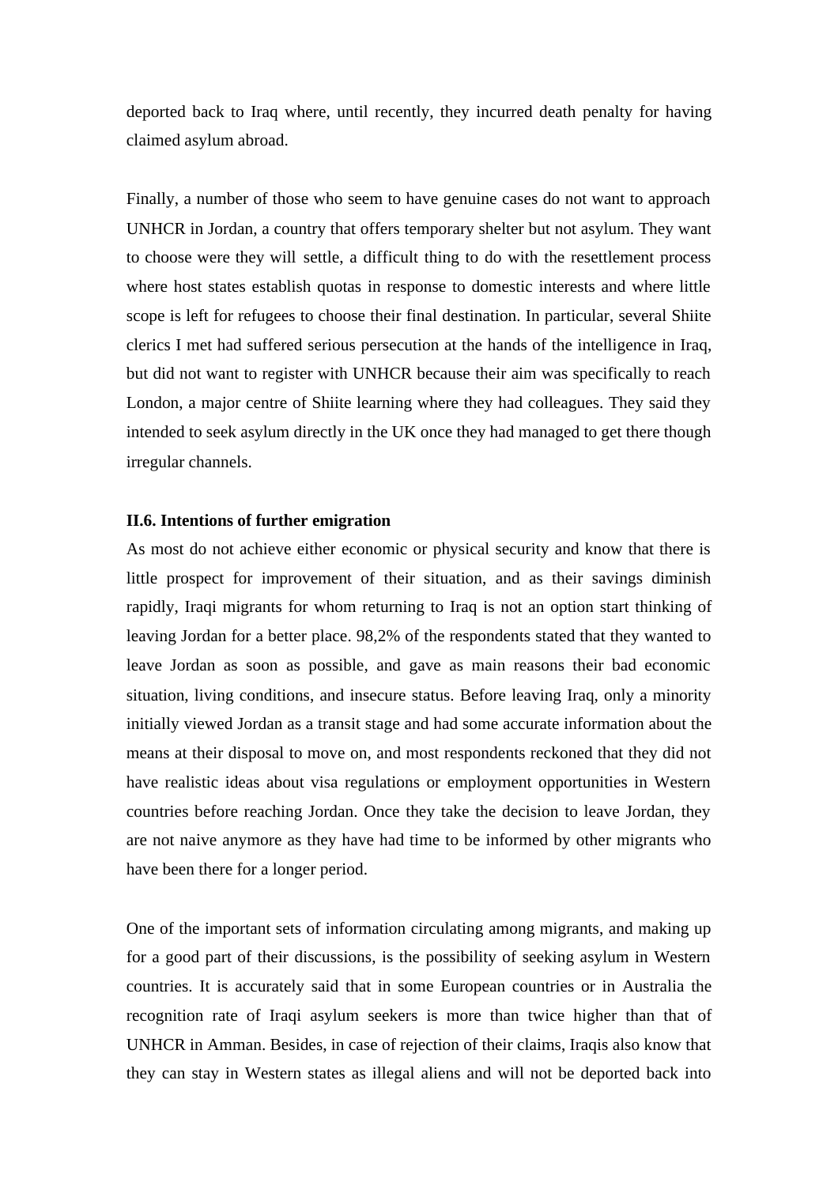deported back to Iraq where, until recently, they incurred death penalty for having claimed asylum abroad.

Finally, a number of those who seem to have genuine cases do not want to approach UNHCR in Jordan, a country that offers temporary shelter but not asylum. They want to choose were they will settle, a difficult thing to do with the resettlement process where host states establish quotas in response to domestic interests and where little scope is left for refugees to choose their final destination. In particular, several Shiite clerics I met had suffered serious persecution at the hands of the intelligence in Iraq, but did not want to register with UNHCR because their aim was specifically to reach London, a major centre of Shiite learning where they had colleagues. They said they intended to seek asylum directly in the UK once they had managed to get there though irregular channels.

### II.6. Intentions of further emigration

As most do not achieve either economic or physical security and know that there is little prospect for improvement of their situation, and as their savings diminish rapidly, Iraqi migrants for whom returning to Iraq is not an option start thinking of leaving Jordan for a better place. 98,2% of the respondents stated that they wanted to leave Jordan as soon as possible, and gave as main reasons their bad economic situation, living conditions, and insecure status. Before leaving Iraq, only a minority initially viewed Jordan as a transit stage and had some accurate information about the means at their disposal to move on, and most respondents reckoned that they did not have realistic ideas about visa regulations or employment opportunities in Western countries before reaching Jordan. Once they take the decision to leave Jordan, they are not naive anymore as they have had time to be informed by other migrants who have been there for a longer period.

One of the important sets of information circulating among migrants, and making up for a good part of their discussions, is the possibility of seeking asylum in Western countries. It is accurately said that in some European countries or in Australia the recognition rate of Iraqi asylum seekers is more than twice higher than that of UNHCR in Amman. Besides, in case of rejection of their claims, Iraqis also know that they can stay in Western states as illegal aliens and will not be deported back into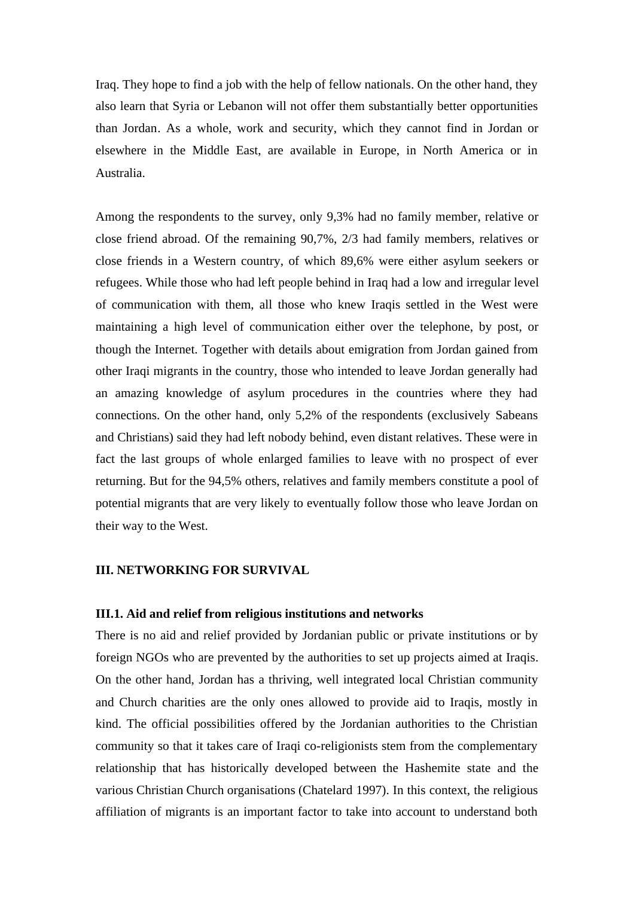Iraq. They hope to find a job with the help of fellow nationals. On the other hand, they also learn that Syria or Lebanon will not offer them substantially better opportunities than Jordan. As a whole, work and security, which they cannot find in Jordan or elsewhere in the Middle East, are available in Europe, in North America or in Australia.

Among the respondents to the survey, only 9,3% had no family member, relative or close friend abroad. Of the remaining 90,7%, 2/3 had family members, relatives or close friends in a Western country, of which 89,6% were either asylum seekers or refugees. While those who had left people behind in Iraq had a low and irregular level of communication with them, all those who knew Iraqis settled in the West were maintaining a high level of communication either over the telephone, by post, or though the Internet. Together with details about emigration from Jordan gained from other Iraqi migrants in the country, those who intended to leave Jordan generally had an amazing knowledge of asylum procedures in the countries where they had connections. On the other hand, only 5,2% of the respondents (exclusively Sabeans and Christians) said they had left nobody behind, even distant relatives. These were in fact the last groups of whole enlarged families to leave with no prospect of ever returning. But for the 94,5% others, relatives and family members constitute a pool of potential migrants that are very likely to eventually follow those who leave Jordan on their way to the West.

## III. NETWORKING FOR SURVIVAL

### III.1. Aid and relief from religious institutions and networks

There is no aid and relief provided by Jordanian public or private institutions or by foreign NGOs who are prevented by the authorities to set up projects aimed at Iraqis. On the other hand, Jordan has a thriving, well integrated local Christian community and Church charities are the only ones allowed to provide aid to Iraqis, mostly in kind. The official possibilities offered by the Jordanian authorities to the Christian community so that it takes care of Iraqi co-religionists stem from the complementary relationship that has historically developed between the Hashemite state and the various Christian Church organisations (Chatelard 1997). In this context, the religious affiliation of migrants is an important factor to take into account to understand both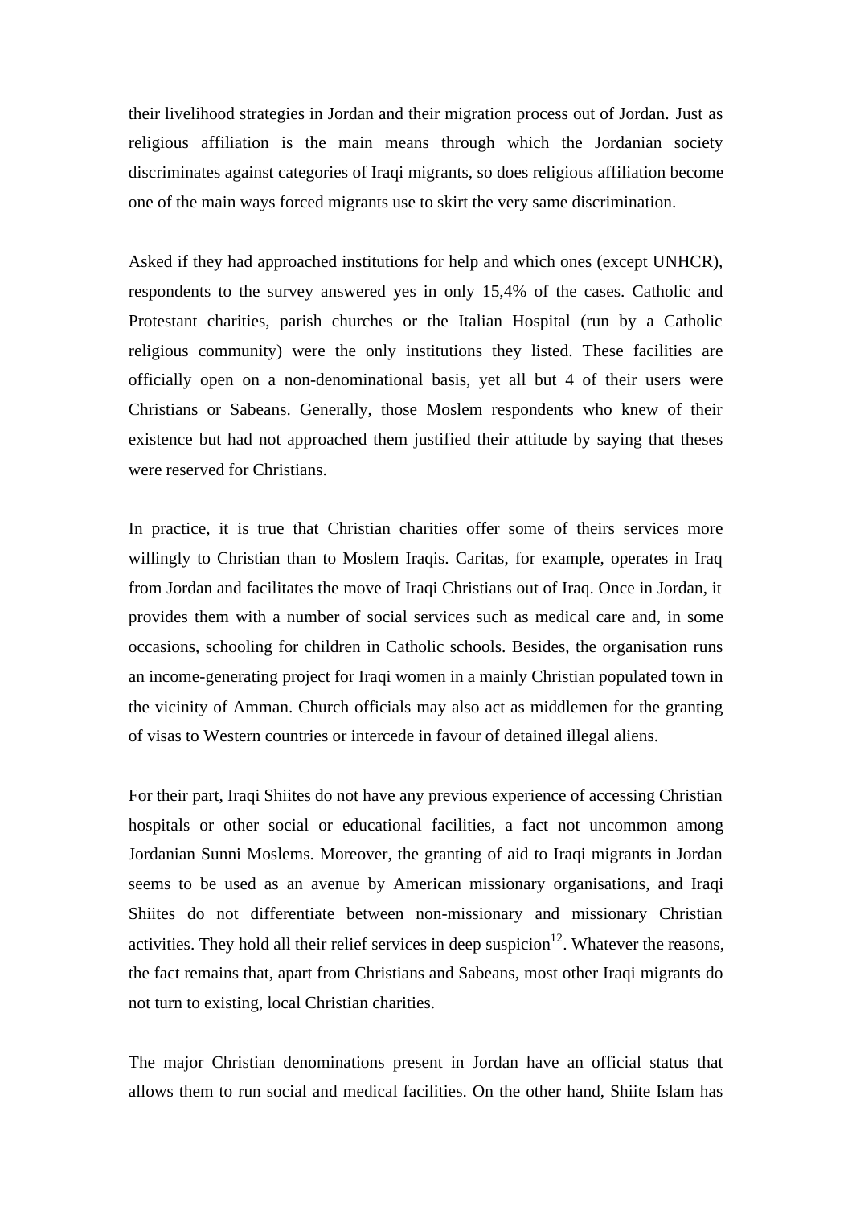their livelihood strategies in Jordan and their migration process out of Jordan. Just as religious affiliation is the main means through which the Jordanian society discriminates against categories of Iraqi migrants, so does religious affiliation become one of the main ways forced migrants use to skirt the very same discrimination.

Asked if they had approached institutions for help and which ones (except UNHCR), respondents to the survey answered yes in only 15,4% of the cases. Catholic and Protestant charities, parish churches or the Italian Hospital (run by a Catholic religious community) were the only institutions they listed. These facilities are officially open on a non-denominational basis, yet all but 4 of their users were Christians or Sabeans. Generally, those Moslem respondents who knew of their existence but had not approached them justified their attitude by saying that theses were reserved for Christians.

In practice, it is true that Christian charities offer some of theirs services more willingly to Christian than to Moslem Iraqis. Caritas, for example, operates in Iraq from Jordan and facilitates the move of Iraqi Christians out of Iraq. Once in Jordan, it provides them with a number of social services such as medical care and, in some occasions, schooling for children in Catholic schools. Besides, the organisation runs an income-generating project for Iraqi women in a mainly Christian populated town in the vicinity of Amman. Church officials may also act as middlemen for the granting of visas to Western countries or intercede in favour of detained illegal aliens.

For their part, Iraqi Shiites do not have any previous experience of accessing Christian hospitals or other social or educational facilities, a fact not uncommon among Jordanian Sunni Moslems. Moreover, the granting of aid to Iraqi migrants in Jordan seems to be used as an avenue by American missionary organisations, and Iraqi Shiites do not differentiate between non-missionary and missionary Christian activities. They hold all their relief services in deep suspicion[12]. Whatever the reasons, the fact remains that, apart from Christians and Sabeans, most other Iraqi migrants do not turn to existing, local Christian charities.

The major Christian denominations present in Jordan have an official status that allows them to run social and medical facilities. On the other hand, Shiite Islam has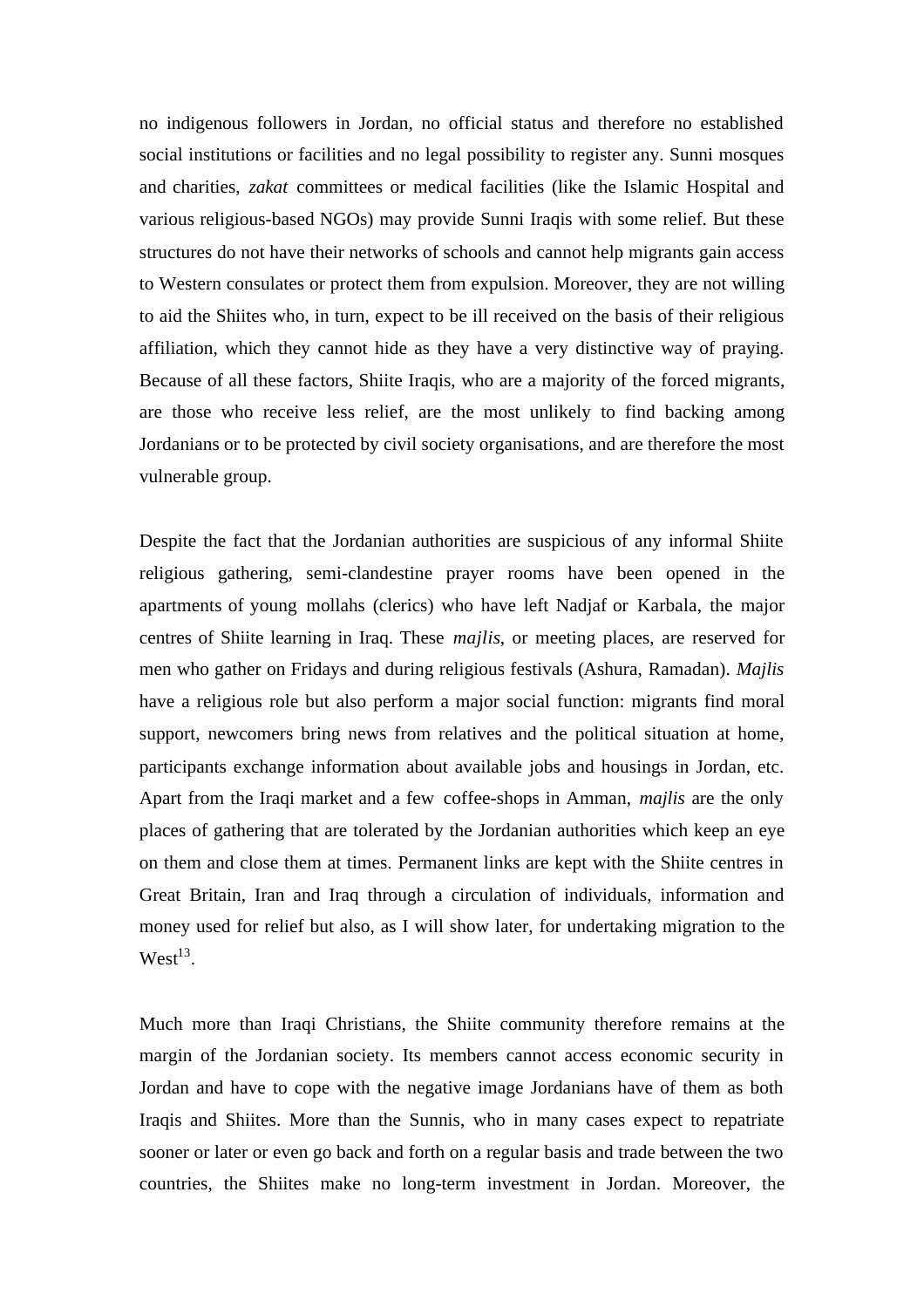no indigenous followers in Jordan, no official status and therefore no established social institutions or facilities and no legal possibility to register any. Sunni mosques and charities, *zakat* committees or medical facilities (like the Islamic Hospital and various religious-based NGOs) may provide Sunni Iraqis with some relief. But these structures do not have their networks of schools and cannot help migrants gain access to Western consulates or protect them from expulsion. Moreover, they are not willing to aid the Shiites who, in turn, expect to be ill received on the basis of their religious affiliation, which they cannot hide as they have a very distinctive way of praying. Because of all these factors, Shiite Iraqis, who are a majority of the forced migrants, are those who receive less relief, are the most unlikely to find backing among Jordanians or to be protected by civil society organisations, and are therefore the most vulnerable group.

Despite the fact that the Jordanian authorities are suspicious of any informal Shiite religious gathering, semi-clandestine prayer rooms have been opened in the apartments of young mollahs (clerics) who have left Nadjaf or Karbala, the major centres of Shiite learning in Iraq. These *majlis*, or meeting places, are reserved for men who gather on Fridays and during religious festivals (Ashura, Ramadan). *Majlis* have a religious role but also perform a major social function: migrants find moral support, newcomers bring news from relatives and the political situation at home, participants exchange information about available jobs and housings in Jordan, etc. Apart from the Iraqi market and a few coffee-shops in Amman, *majlis* are the only places of gathering that are tolerated by the Jordanian authorities which keep an eye on them and close them at times. Permanent links are kept with the Shiite centres in Great Britain, Iran and Iraq through a circulation of individuals, information and money used for relief but also, as I will show later, for undertaking migration to the West[13].

Much more than Iraqi Christians, the Shiite community therefore remains at the margin of the Jordanian society. Its members cannot access economic security in Jordan and have to cope with the negative image Jordanians have of them as both Iraqis and Shiites. More than the Sunnis, who in many cases expect to repatriate sooner or later or even go back and forth on a regular basis and trade between the two countries, the Shiites make no long-term investment in Jordan. Moreover, the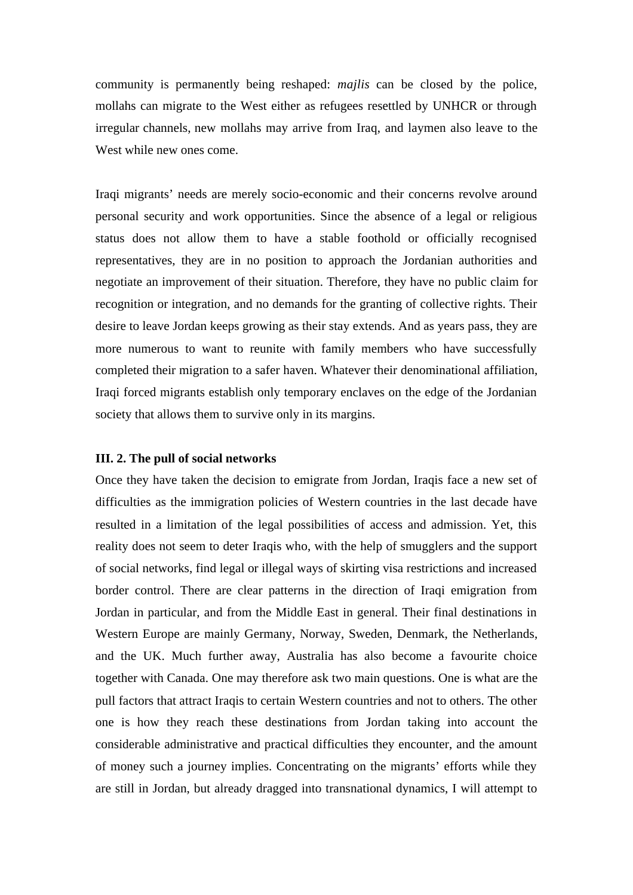community is permanently being reshaped: *majlis* can be closed by the police, mollahs can migrate to the West either as refugees resettled by UNHCR or through irregular channels, new mollahs may arrive from Iraq, and laymen also leave to the West while new ones come.

Iraqi migrants' needs are merely socio-economic and their concerns revolve around personal security and work opportunities. Since the absence of a legal or religious status does not allow them to have a stable foothold or officially recognised representatives, they are in no position to approach the Jordanian authorities and negotiate an improvement of their situation. Therefore, they have no public claim for recognition or integration, and no demands for the granting of collective rights. Their desire to leave Jordan keeps growing as their stay extends. And as years pass, they are more numerous to want to reunite with family members who have successfully completed their migration to a safer haven. Whatever their denominational affiliation, Iraqi forced migrants establish only temporary enclaves on the edge of the Jordanian society that allows them to survive only in its margins.

### III. 2. The pull of social networks

Once they have taken the decision to emigrate from Jordan, Iraqis face a new set of difficulties as the immigration policies of Western countries in the last decade have resulted in a limitation of the legal possibilities of access and admission. Yet, this reality does not seem to deter Iraqis who, with the help of smugglers and the support of social networks, find legal or illegal ways of skirting visa restrictions and increased border control. There are clear patterns in the direction of Iraqi emigration from Jordan in particular, and from the Middle East in general. Their final destinations in Western Europe are mainly Germany, Norway, Sweden, Denmark, the Netherlands, and the UK. Much further away, Australia has also become a favourite choice together with Canada. One may therefore ask two main questions. One is what are the pull factors that attract Iraqis to certain Western countries and not to others. The other one is how they reach these destinations from Jordan taking into account the considerable administrative and practical difficulties they encounter, and the amount of money such a journey implies. Concentrating on the migrants' efforts while they are still in Jordan, but already dragged into transnational dynamics, I will attempt to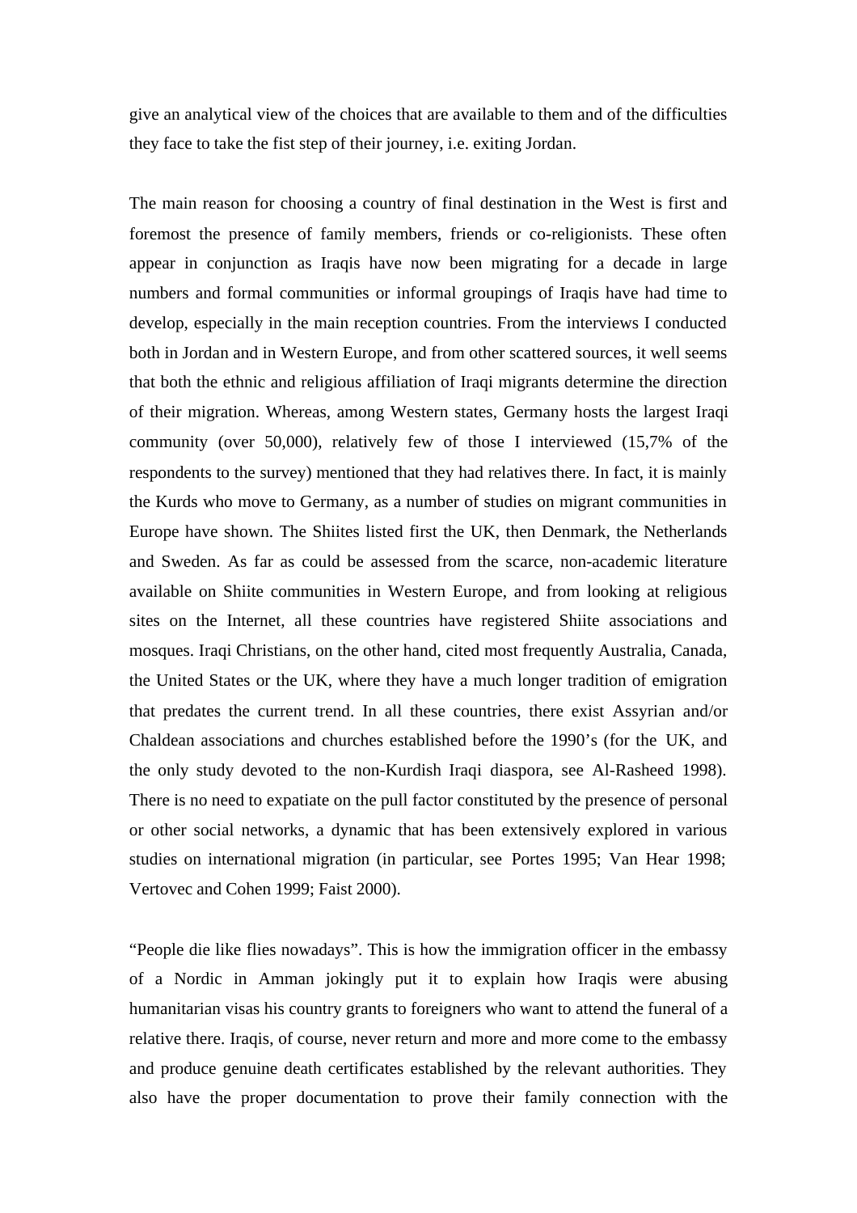give an analytical view of the choices that are available to them and of the difficulties they face to take the fist step of their journey, i.e. exiting Jordan.

The main reason for choosing a country of final destination in the West is first and foremost the presence of family members, friends or co-religionists. These often appear in conjunction as Iraqis have now been migrating for a decade in large numbers and formal communities or informal groupings of Iraqis have had time to develop, especially in the main reception countries. From the interviews I conducted both in Jordan and in Western Europe, and from other scattered sources, it well seems that both the ethnic and religious affiliation of Iraqi migrants determine the direction of their migration. Whereas, among Western states, Germany hosts the largest Iraqi community (over 50,000), relatively few of those I interviewed (15,7% of the respondents to the survey) mentioned that they had relatives there. In fact, it is mainly the Kurds who move to Germany, as a number of studies on migrant communities in Europe have shown. The Shiites listed first the UK, then Denmark, the Netherlands and Sweden. As far as could be assessed from the scarce, non-academic literature available on Shiite communities in Western Europe, and from looking at religious sites on the Internet, all these countries have registered Shiite associations and mosques. Iraqi Christians, on the other hand, cited most frequently Australia, Canada, the United States or the UK, where they have a much longer tradition of emigration that predates the current trend. In all these countries, there exist Assyrian and/or Chaldean associations and churches established before the 1990's (for the UK, and the only study devoted to the non-Kurdish Iraqi diaspora, see Al-Rasheed 1998). There is no need to expatiate on the pull factor constituted by the presence of personal or other social networks, a dynamic that has been extensively explored in various studies on international migration (in particular, see Portes 1995; Van Hear 1998; Vertovec and Cohen 1999; Faist 2000).

"People die like flies nowadays". This is how the immigration officer in the embassy of a Nordic in Amman jokingly put it to explain how Iraqis were abusing humanitarian visas his country grants to foreigners who want to attend the funeral of a relative there. Iraqis, of course, never return and more and more come to the embassy and produce genuine death certificates established by the relevant authorities. They also have the proper documentation to prove their family connection with the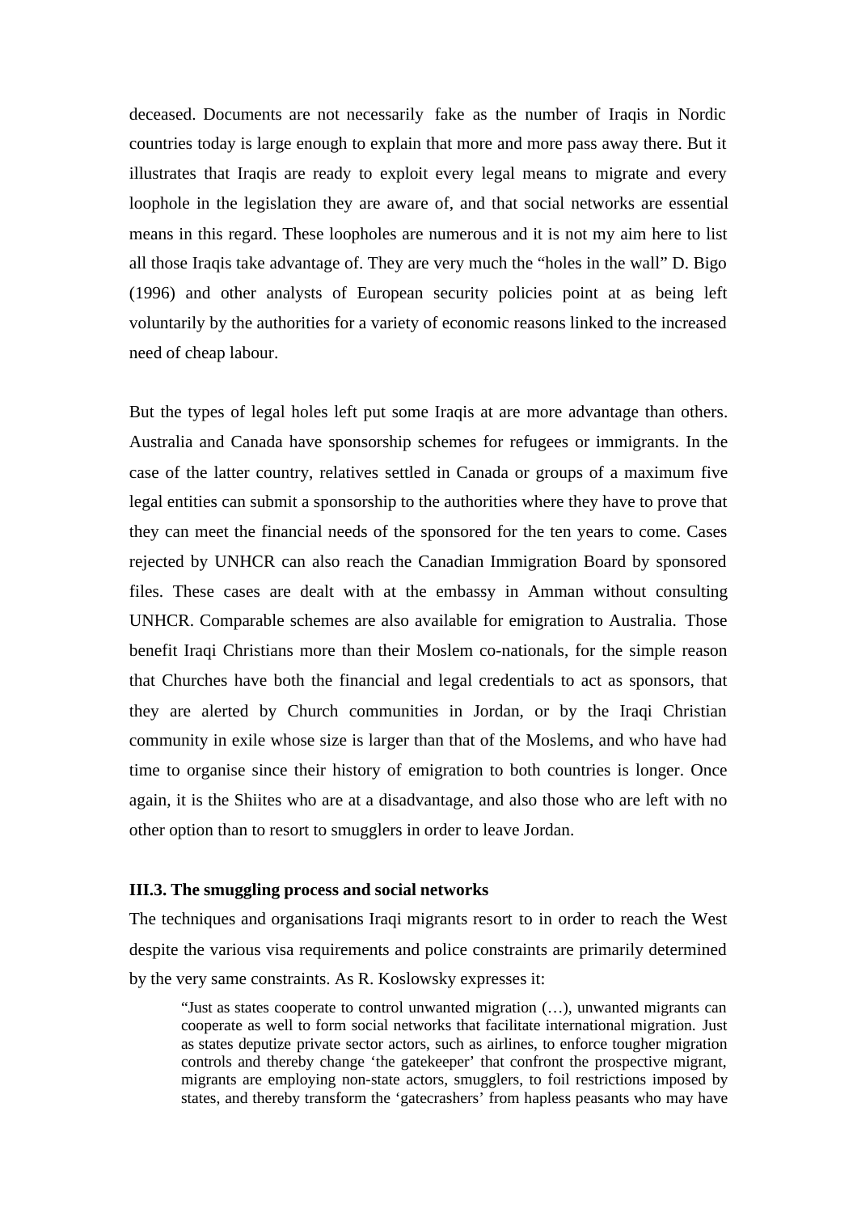deceased. Documents are not necessarily fake as the number of Iraqis in Nordic countries today is large enough to explain that more and more pass away there. But it illustrates that Iraqis are ready to exploit every legal means to migrate and every loophole in the legislation they are aware of, and that social networks are essential means in this regard. These loopholes are numerous and it is not my aim here to list all those Iraqis take advantage of. They are very much the "holes in the wall" D. Bigo (1996) and other analysts of European security policies point at as being left voluntarily by the authorities for a variety of economic reasons linked to the increased need of cheap labour.

But the types of legal holes left put some Iraqis at are more advantage than others. Australia and Canada have sponsorship schemes for refugees or immigrants. In the case of the latter country, relatives settled in Canada or groups of a maximum five legal entities can submit a sponsorship to the authorities where they have to prove that they can meet the financial needs of the sponsored for the ten years to come. Cases rejected by UNHCR can also reach the Canadian Immigration Board by sponsored files. These cases are dealt with at the embassy in Amman without consulting UNHCR. Comparable schemes are also available for emigration to Australia. Those benefit Iraqi Christians more than their Moslem co-nationals, for the simple reason that Churches have both the financial and legal credentials to act as sponsors, that they are alerted by Church communities in Jordan, or by the Iraqi Christian community in exile whose size is larger than that of the Moslems, and who have had time to organise since their history of emigration to both countries is longer. Once again, it is the Shiites who are at a disadvantage, and also those who are left with no other option than to resort to smugglers in order to leave Jordan.

### III.3. The smuggling process and social networks

The techniques and organisations Iraqi migrants resort to in order to reach the West despite the various visa requirements and police constraints are primarily determined by the very same constraints. As R. Koslowsky expresses it:

> "Just as states cooperate to control unwanted migration (…), unwanted migrants can cooperate as well to form social networks that facilitate international migration. Just as states deputize private sector actors, such as airlines, to enforce tougher migration controls and thereby change 'the gatekeeper' that confront the prospective migrant, migrants are employing non-state actors, smugglers, to foil restrictions imposed by states, and thereby transform the 'gatecrashers' from hapless peasants who may have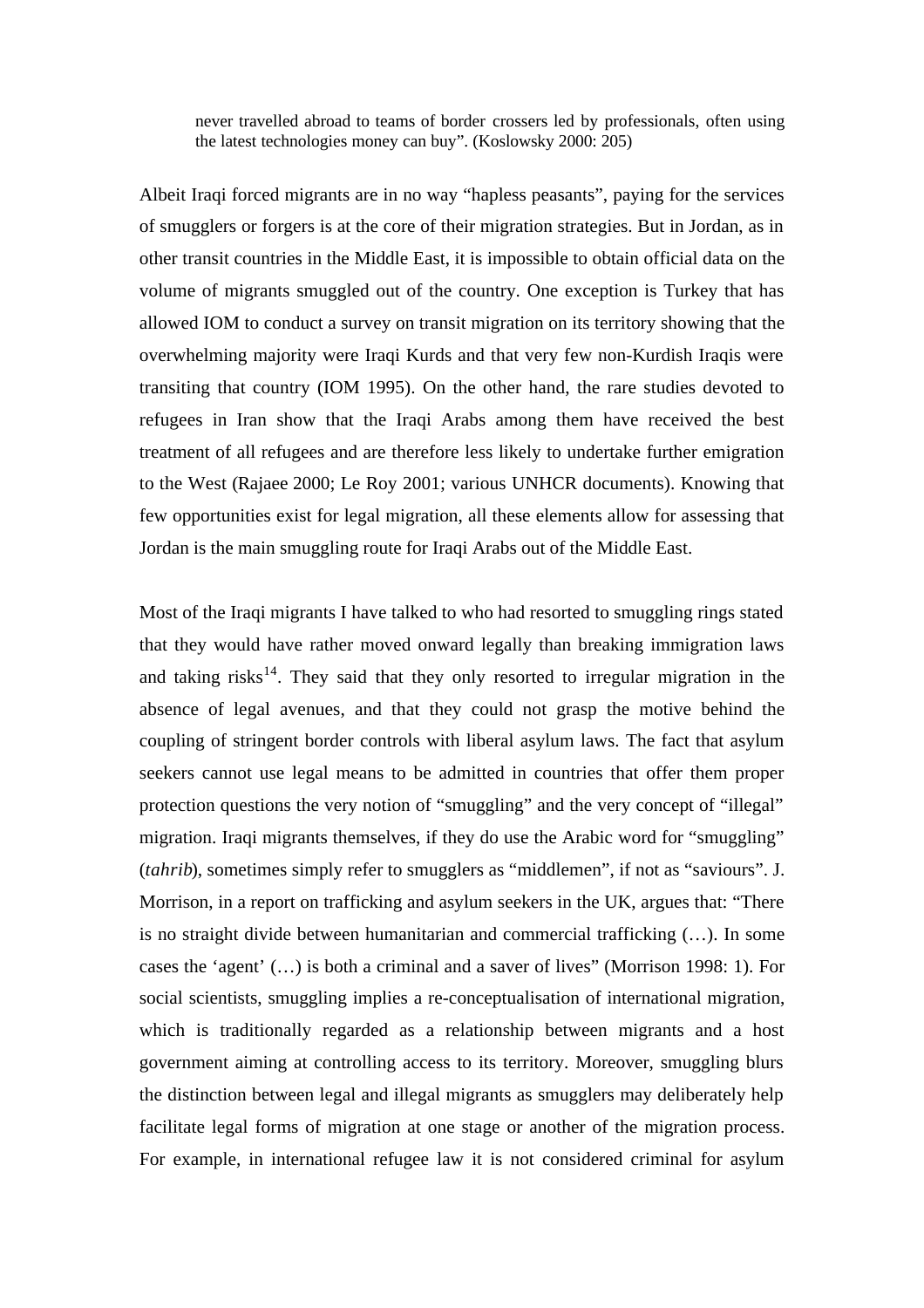> never travelled abroad to teams of border crossers led by professionals, often using the latest technologies money can buy". (Koslowsky 2000: 205)

Albeit Iraqi forced migrants are in no way "hapless peasants", paying for the services of smugglers or forgers is at the core of their migration strategies. But in Jordan, as in other transit countries in the Middle East, it is impossible to obtain official data on the volume of migrants smuggled out of the country. One exception is Turkey that has allowed IOM to conduct a survey on transit migration on its territory showing that the overwhelming majority were Iraqi Kurds and that very few non-Kurdish Iraqis were transiting that country (IOM 1995). On the other hand, the rare studies devoted to refugees in Iran show that the Iraqi Arabs among them have received the best treatment of all refugees and are therefore less likely to undertake further emigration to the West (Rajaee 2000; Le Roy 2001; various UNHCR documents). Knowing that few opportunities exist for legal migration, all these elements allow for assessing that Jordan is the main smuggling route for Iraqi Arabs out of the Middle East.

Most of the Iraqi migrants I have talked to who had resorted to smuggling rings stated that they would have rather moved onward legally than breaking immigration laws and taking risks[14]. They said that they only resorted to irregular migration in the absence of legal avenues, and that they could not grasp the motive behind the coupling of stringent border controls with liberal asylum laws. The fact that asylum seekers cannot use legal means to be admitted in countries that offer them proper protection questions the very notion of "smuggling" and the very concept of "illegal" migration. Iraqi migrants themselves, if they do use the Arabic word for "smuggling" (*tahrib*), sometimes simply refer to smugglers as "middlemen", if not as "saviours". J. Morrison, in a report on trafficking and asylum seekers in the UK, argues that: "There is no straight divide between humanitarian and commercial trafficking (…). In some cases the 'agent' (…) is both a criminal and a saver of lives" (Morrison 1998: 1). For social scientists, smuggling implies a re-conceptualisation of international migration, which is traditionally regarded as a relationship between migrants and a host government aiming at controlling access to its territory. Moreover, smuggling blurs the distinction between legal and illegal migrants as smugglers may deliberately help facilitate legal forms of migration at one stage or another of the migration process. For example, in international refugee law it is not considered criminal for asylum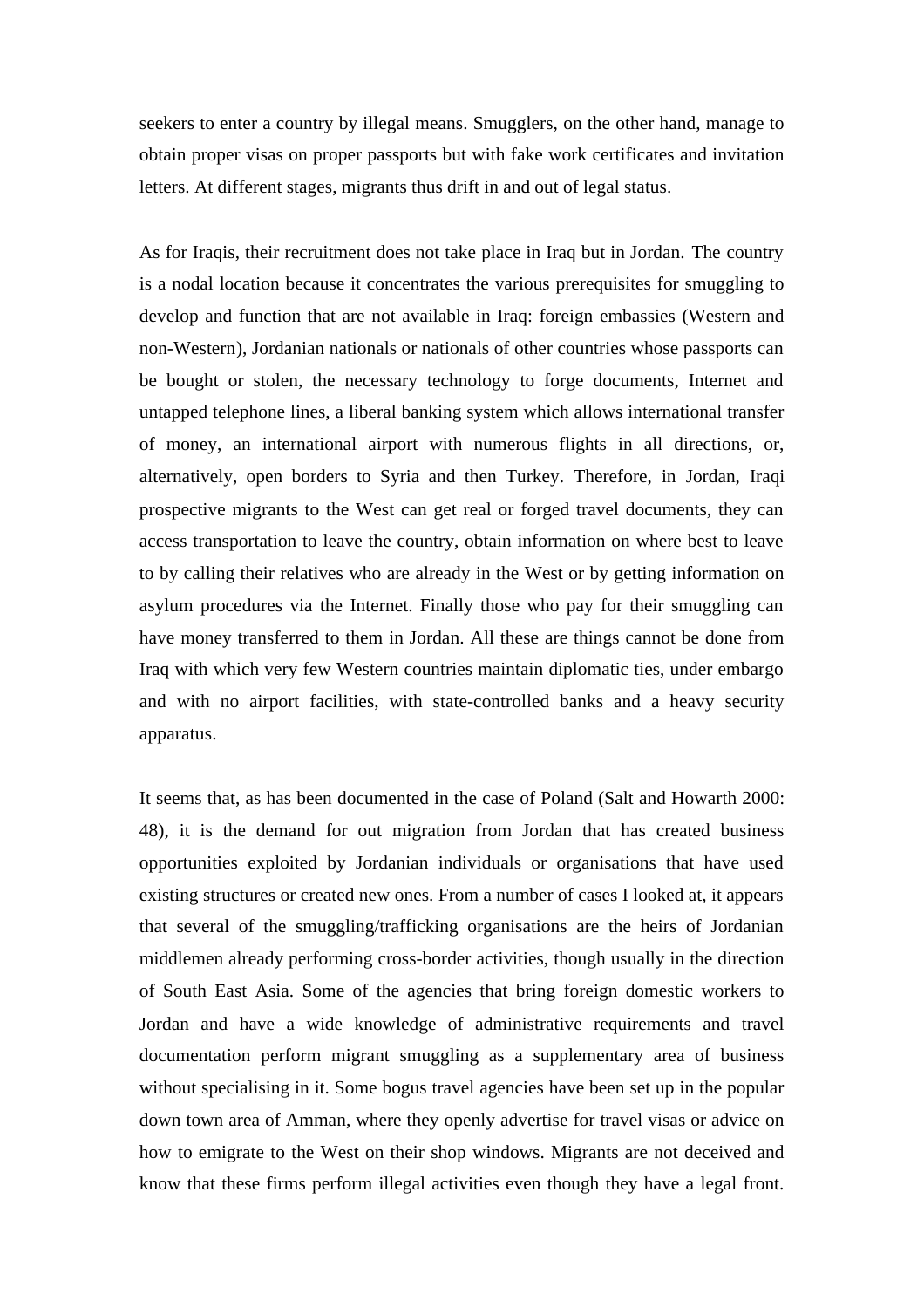seekers to enter a country by illegal means. Smugglers, on the other hand, manage to obtain proper visas on proper passports but with fake work certificates and invitation letters. At different stages, migrants thus drift in and out of legal status.

As for Iraqis, their recruitment does not take place in Iraq but in Jordan. The country is a nodal location because it concentrates the various prerequisites for smuggling to develop and function that are not available in Iraq: foreign embassies (Western and non-Western), Jordanian nationals or nationals of other countries whose passports can be bought or stolen, the necessary technology to forge documents, Internet and untapped telephone lines, a liberal banking system which allows international transfer of money, an international airport with numerous flights in all directions, or, alternatively, open borders to Syria and then Turkey. Therefore, in Jordan, Iraqi prospective migrants to the West can get real or forged travel documents, they can access transportation to leave the country, obtain information on where best to leave to by calling their relatives who are already in the West or by getting information on asylum procedures via the Internet. Finally those who pay for their smuggling can have money transferred to them in Jordan. All these are things cannot be done from Iraq with which very few Western countries maintain diplomatic ties, under embargo and with no airport facilities, with state-controlled banks and a heavy security apparatus.

It seems that, as has been documented in the case of Poland (Salt and Howarth 2000: 48), it is the demand for out migration from Jordan that has created business opportunities exploited by Jordanian individuals or organisations that have used existing structures or created new ones. From a number of cases I looked at, it appears that several of the smuggling/trafficking organisations are the heirs of Jordanian middlemen already performing cross-border activities, though usually in the direction of South East Asia. Some of the agencies that bring foreign domestic workers to Jordan and have a wide knowledge of administrative requirements and travel documentation perform migrant smuggling as a supplementary area of business without specialising in it. Some bogus travel agencies have been set up in the popular down town area of Amman, where they openly advertise for travel visas or advice on how to emigrate to the West on their shop windows. Migrants are not deceived and know that these firms perform illegal activities even though they have a legal front.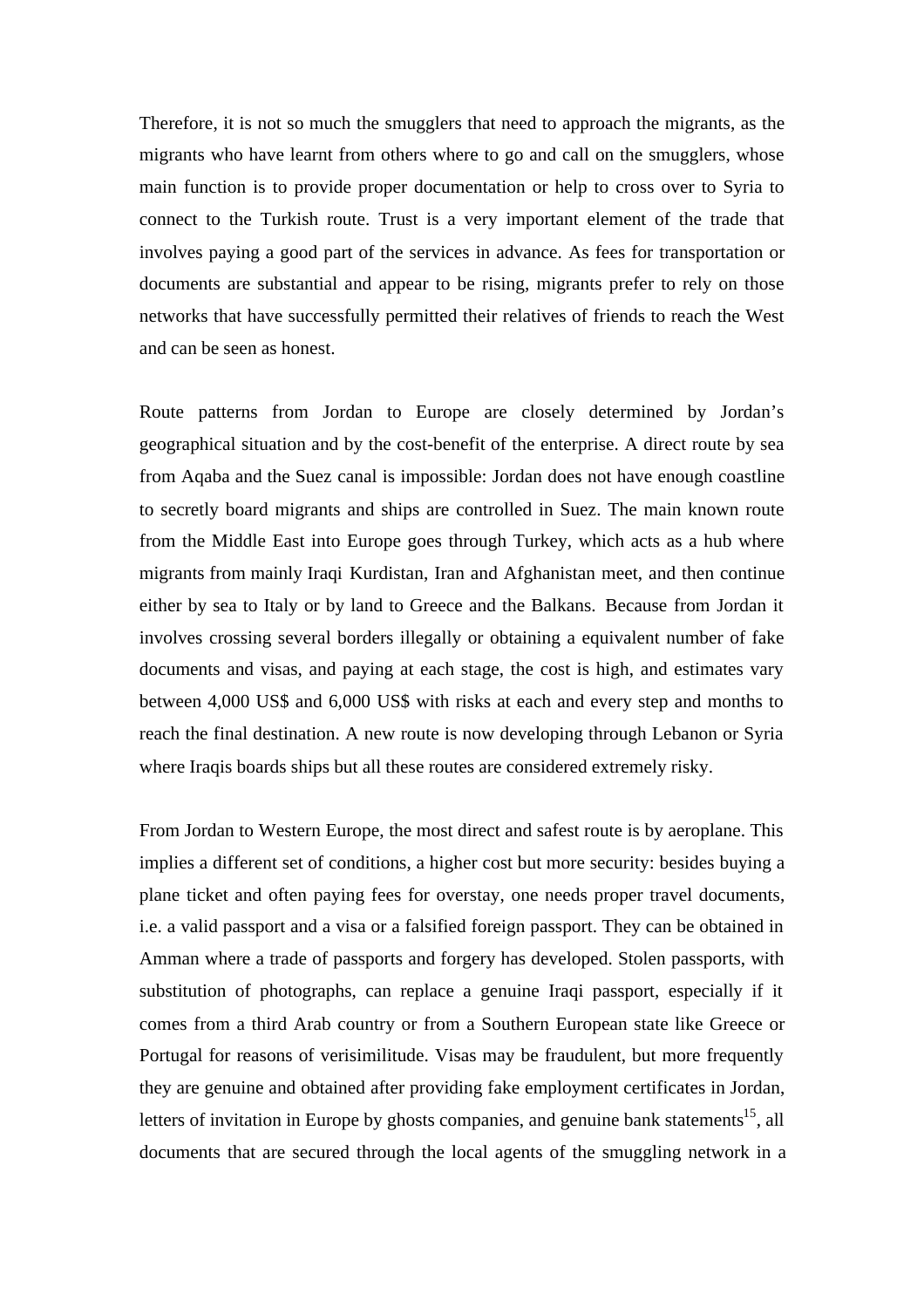Therefore, it is not so much the smugglers that need to approach the migrants, as the migrants who have learnt from others where to go and call on the smugglers, whose main function is to provide proper documentation or help to cross over to Syria to connect to the Turkish route. Trust is a very important element of the trade that involves paying a good part of the services in advance. As fees for transportation or documents are substantial and appear to be rising, migrants prefer to rely on those networks that have successfully permitted their relatives of friends to reach the West and can be seen as honest.

Route patterns from Jordan to Europe are closely determined by Jordan's geographical situation and by the cost-benefit of the enterprise. A direct route by sea from Aqaba and the Suez canal is impossible: Jordan does not have enough coastline to secretly board migrants and ships are controlled in Suez. The main known route from the Middle East into Europe goes through Turkey, which acts as a hub where migrants from mainly Iraqi Kurdistan, Iran and Afghanistan meet, and then continue either by sea to Italy or by land to Greece and the Balkans. Because from Jordan it involves crossing several borders illegally or obtaining a equivalent number of fake documents and visas, and paying at each stage, the cost is high, and estimates vary between 4,000 US$ and 6,000 US$ with risks at each and every step and months to reach the final destination. A new route is now developing through Lebanon or Syria where Iraqis boards ships but all these routes are considered extremely risky.

From Jordan to Western Europe, the most direct and safest route is by aeroplane. This implies a different set of conditions, a higher cost but more security: besides buying a plane ticket and often paying fees for overstay, one needs proper travel documents, i.e. a valid passport and a visa or a falsified foreign passport. They can be obtained in Amman where a trade of passports and forgery has developed. Stolen passports, with substitution of photographs, can replace a genuine Iraqi passport, especially if it comes from a third Arab country or from a Southern European state like Greece or Portugal for reasons of verisimilitude. Visas may be fraudulent, but more frequently they are genuine and obtained after providing fake employment certificates in Jordan, letters of invitation in Europe by ghosts companies, and genuine bank statements[15], all documents that are secured through the local agents of the smuggling network in a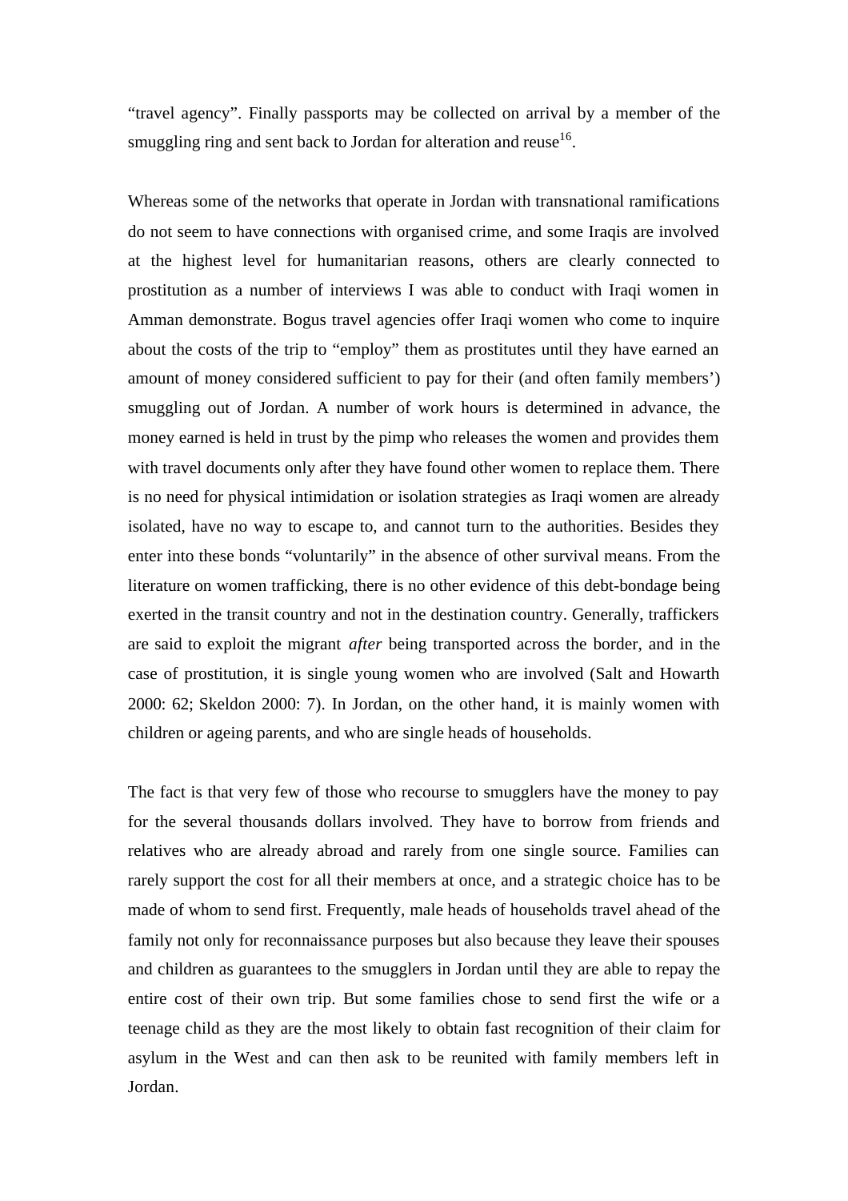"travel agency". Finally passports may be collected on arrival by a member of the smuggling ring and sent back to Jordan for alteration and reuse[16].

Whereas some of the networks that operate in Jordan with transnational ramifications do not seem to have connections with organised crime, and some Iraqis are involved at the highest level for humanitarian reasons, others are clearly connected to prostitution as a number of interviews I was able to conduct with Iraqi women in Amman demonstrate. Bogus travel agencies offer Iraqi women who come to inquire about the costs of the trip to "employ" them as prostitutes until they have earned an amount of money considered sufficient to pay for their (and often family members') smuggling out of Jordan. A number of work hours is determined in advance, the money earned is held in trust by the pimp who releases the women and provides them with travel documents only after they have found other women to replace them. There is no need for physical intimidation or isolation strategies as Iraqi women are already isolated, have no way to escape to, and cannot turn to the authorities. Besides they enter into these bonds "voluntarily" in the absence of other survival means. From the literature on women trafficking, there is no other evidence of this debt-bondage being exerted in the transit country and not in the destination country. Generally, traffickers are said to exploit the migrant *after* being transported across the border, and in the case of prostitution, it is single young women who are involved (Salt and Howarth 2000: 62; Skeldon 2000: 7). In Jordan, on the other hand, it is mainly women with children or ageing parents, and who are single heads of households.

The fact is that very few of those who recourse to smugglers have the money to pay for the several thousands dollars involved. They have to borrow from friends and relatives who are already abroad and rarely from one single source. Families can rarely support the cost for all their members at once, and a strategic choice has to be made of whom to send first. Frequently, male heads of households travel ahead of the family not only for reconnaissance purposes but also because they leave their spouses and children as guarantees to the smugglers in Jordan until they are able to repay the entire cost of their own trip. But some families chose to send first the wife or a teenage child as they are the most likely to obtain fast recognition of their claim for asylum in the West and can then ask to be reunited with family members left in Jordan.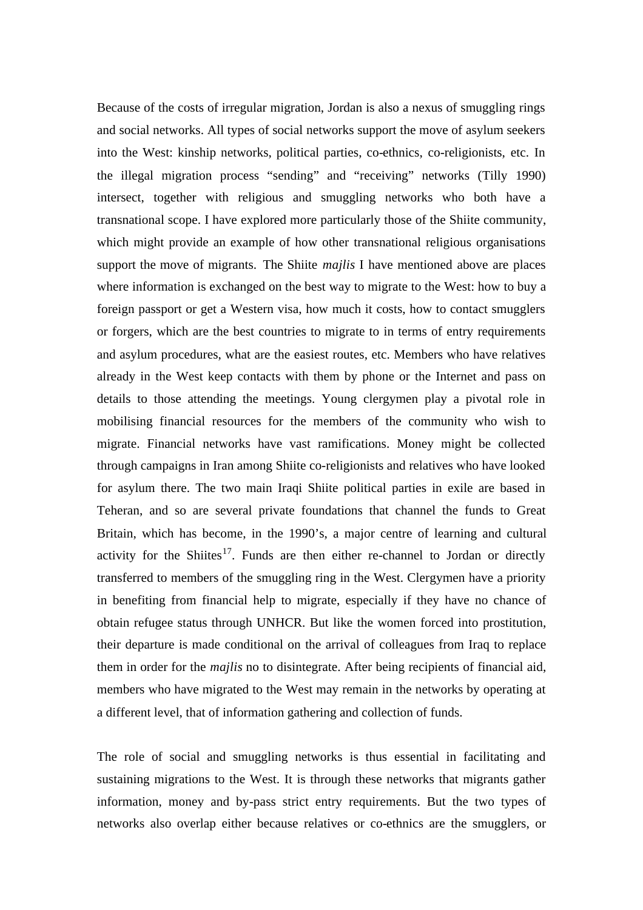Because of the costs of irregular migration, Jordan is also a nexus of smuggling rings and social networks. All types of social networks support the move of asylum seekers into the West: kinship networks, political parties, co-ethnics, co-religionists, etc. In the illegal migration process "sending" and "receiving" networks (Tilly 1990) intersect, together with religious and smuggling networks who both have a transnational scope. I have explored more particularly those of the Shiite community, which might provide an example of how other transnational religious organisations support the move of migrants. The Shiite *majlis* I have mentioned above are places where information is exchanged on the best way to migrate to the West: how to buy a foreign passport or get a Western visa, how much it costs, how to contact smugglers or forgers, which are the best countries to migrate to in terms of entry requirements and asylum procedures, what are the easiest routes, etc. Members who have relatives already in the West keep contacts with them by phone or the Internet and pass on details to those attending the meetings. Young clergymen play a pivotal role in mobilising financial resources for the members of the community who wish to migrate. Financial networks have vast ramifications. Money might be collected through campaigns in Iran among Shiite co-religionists and relatives who have looked for asylum there. The two main Iraqi Shiite political parties in exile are based in Teheran, and so are several private foundations that channel the funds to Great Britain, which has become, in the 1990's, a major centre of learning and cultural activity for the Shiites[17]. Funds are then either re-channel to Jordan or directly transferred to members of the smuggling ring in the West. Clergymen have a priority in benefiting from financial help to migrate, especially if they have no chance of obtain refugee status through UNHCR. But like the women forced into prostitution, their departure is made conditional on the arrival of colleagues from Iraq to replace them in order for the *majlis* no to disintegrate. After being recipients of financial aid, members who have migrated to the West may remain in the networks by operating at a different level, that of information gathering and collection of funds.

The role of social and smuggling networks is thus essential in facilitating and sustaining migrations to the West. It is through these networks that migrants gather information, money and by-pass strict entry requirements. But the two types of networks also overlap either because relatives or co-ethnics are the smugglers, or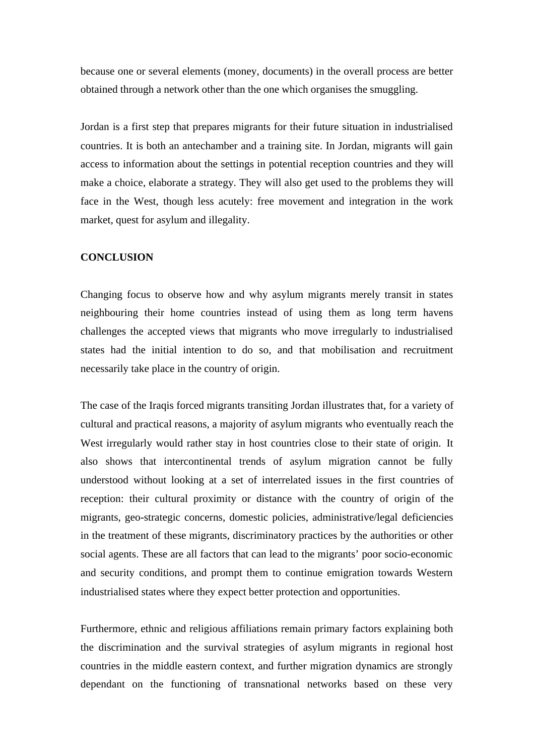because one or several elements (money, documents) in the overall process are better obtained through a network other than the one which organises the smuggling.

Jordan is a first step that prepares migrants for their future situation in industrialised countries. It is both an antechamber and a training site. In Jordan, migrants will gain access to information about the settings in potential reception countries and they will make a choice, elaborate a strategy. They will also get used to the problems they will face in the West, though less acutely: free movement and integration in the work market, quest for asylum and illegality.

## CONCLUSION

Changing focus to observe how and why asylum migrants merely transit in states neighbouring their home countries instead of using them as long term havens challenges the accepted views that migrants who move irregularly to industrialised states had the initial intention to do so, and that mobilisation and recruitment necessarily take place in the country of origin.

The case of the Iraqis forced migrants transiting Jordan illustrates that, for a variety of cultural and practical reasons, a majority of asylum migrants who eventually reach the West irregularly would rather stay in host countries close to their state of origin. It also shows that intercontinental trends of asylum migration cannot be fully understood without looking at a set of interrelated issues in the first countries of reception: their cultural proximity or distance with the country of origin of the migrants, geo-strategic concerns, domestic policies, administrative/legal deficiencies in the treatment of these migrants, discriminatory practices by the authorities or other social agents. These are all factors that can lead to the migrants' poor socio-economic and security conditions, and prompt them to continue emigration towards Western industrialised states where they expect better protection and opportunities.

Furthermore, ethnic and religious affiliations remain primary factors explaining both the discrimination and the survival strategies of asylum migrants in regional host countries in the middle eastern context, and further migration dynamics are strongly dependant on the functioning of transnational networks based on these very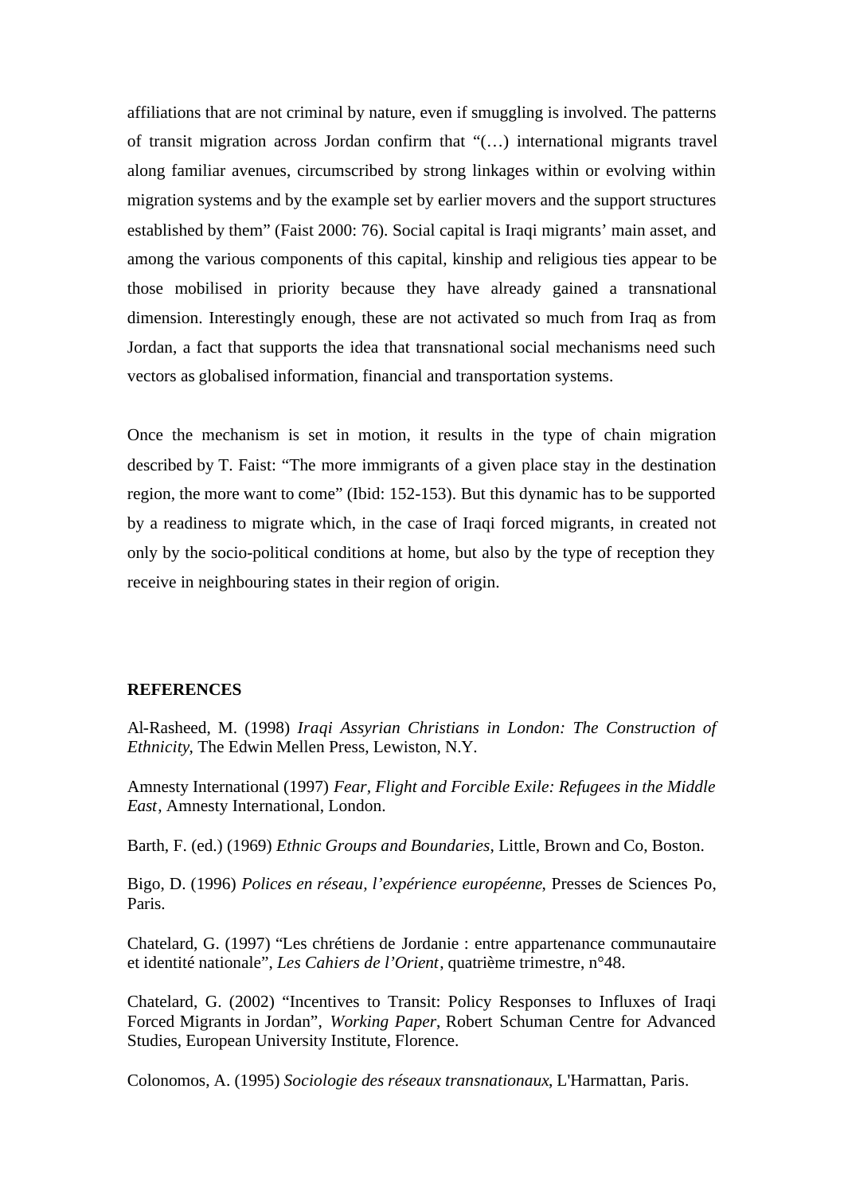affiliations that are not criminal by nature, even if smuggling is involved. The patterns of transit migration across Jordan confirm that "(…) international migrants travel along familiar avenues, circumscribed by strong linkages within or evolving within migration systems and by the example set by earlier movers and the support structures established by them" (Faist 2000: 76). Social capital is Iraqi migrants' main asset, and among the various components of this capital, kinship and religious ties appear to be those mobilised in priority because they have already gained a transnational dimension. Interestingly enough, these are not activated so much from Iraq as from Jordan, a fact that supports the idea that transnational social mechanisms need such vectors as globalised information, financial and transportation systems.

Once the mechanism is set in motion, it results in the type of chain migration described by T. Faist: "The more immigrants of a given place stay in the destination region, the more want to come" (Ibid: 152-153). But this dynamic has to be supported by a readiness to migrate which, in the case of Iraqi forced migrants, in created not only by the socio-political conditions at home, but also by the type of reception they receive in neighbouring states in their region of origin.

**REFERENCES**

Al-Rasheed, M. (1998) *Iraqi Assyrian Christians in London: The Construction of Ethnicity*, The Edwin Mellen Press, Lewiston, N.Y.

Amnesty International (1997) *Fear, Flight and Forcible Exile: Refugees in the Middle East*, Amnesty International, London.

Barth, F. (ed.) (1969) *Ethnic Groups and Boundaries*, Little, Brown and Co, Boston.

Bigo, D. (1996) *Polices en réseau, l'expérience européenne*, Presses de Sciences Po, Paris.

Chatelard, G. (1997) "Les chrétiens de Jordanie : entre appartenance communautaire et identité nationale", *Les Cahiers de l'Orient*, quatrième trimestre, n°48.

Chatelard, G. (2002) "Incentives to Transit: Policy Responses to Influxes of Iraqi Forced Migrants in Jordan", *Working Paper*, Robert Schuman Centre for Advanced Studies, European University Institute, Florence.

Colonomos, A. (1995) *Sociologie des réseaux transnationaux*, L'Harmattan, Paris.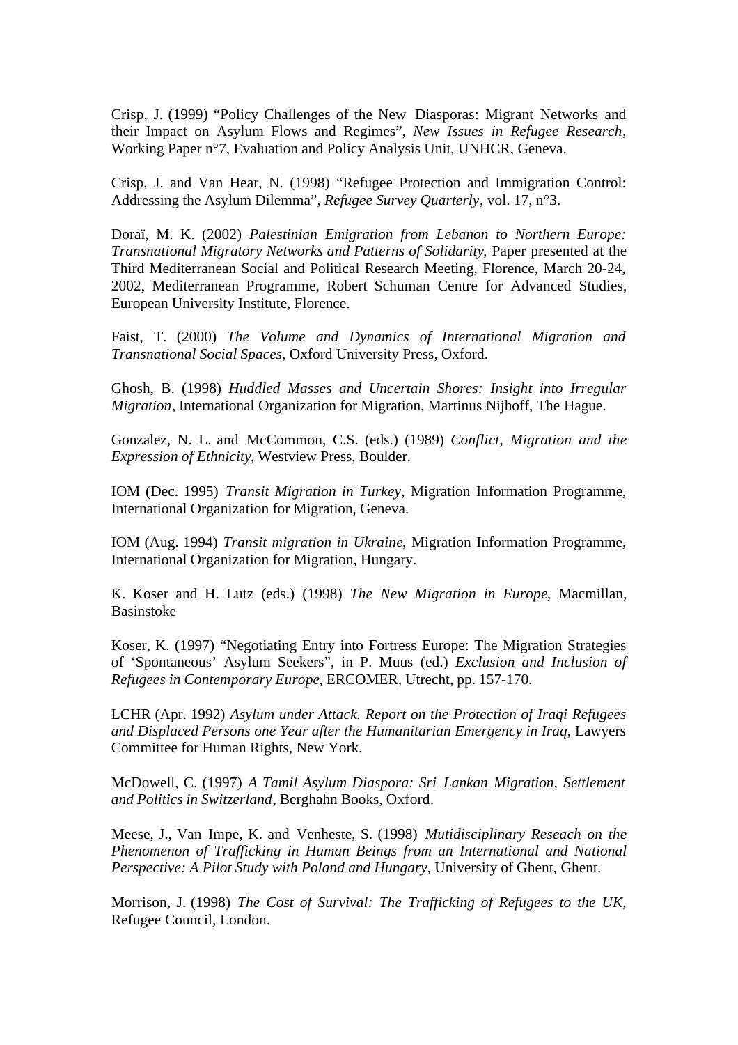Crisp, J. (1999) "Policy Challenges of the New Diasporas: Migrant Networks and their Impact on Asylum Flows and Regimes", *New Issues in Refugee Research*, Working Paper n°7, Evaluation and Policy Analysis Unit, UNHCR, Geneva.

Crisp, J. and Van Hear, N. (1998) "Refugee Protection and Immigration Control: Addressing the Asylum Dilemma", *Refugee Survey Quarterly*, vol. 17, n°3.

Doraï, M. K. (2002) *Palestinian Emigration from Lebanon to Northern Europe: Transnational Migratory Networks and Patterns of Solidarity*, Paper presented at the Third Mediterranean Social and Political Research Meeting, Florence, March 20-24, 2002, Mediterranean Programme, Robert Schuman Centre for Advanced Studies, European University Institute, Florence.

Faist, T. (2000) *The Volume and Dynamics of International Migration and Transnational Social Spaces*, Oxford University Press, Oxford.

Ghosh, B. (1998) *Huddled Masses and Uncertain Shores: Insight into Irregular Migration*, International Organization for Migration, Martinus Nijhoff, The Hague.

Gonzalez, N. L. and McCommon, C.S. (eds.) (1989) *Conflict, Migration and the Expression of Ethnicity*, Westview Press, Boulder.

IOM (Dec. 1995) *Transit Migration in Turkey*, Migration Information Programme, International Organization for Migration, Geneva.

IOM (Aug. 1994) *Transit migration in Ukraine*, Migration Information Programme, International Organization for Migration, Hungary.

K. Koser and H. Lutz (eds.) (1998) *The New Migration in Europe*, Macmillan, Basinstoke

Koser, K. (1997) "Negotiating Entry into Fortress Europe: The Migration Strategies of 'Spontaneous' Asylum Seekers", in P. Muus (ed.) *Exclusion and Inclusion of Refugees in Contemporary Europe*, ERCOMER, Utrecht, pp. 157-170.

LCHR (Apr. 1992) *Asylum under Attack. Report on the Protection of Iraqi Refugees and Displaced Persons one Year after the Humanitarian Emergency in Iraq*, Lawyers Committee for Human Rights, New York.

McDowell, C. (1997) *A Tamil Asylum Diaspora: Sri Lankan Migration, Settlement and Politics in Switzerland*, Berghahn Books, Oxford.

Meese, J., Van Impe, K. and Venheste, S. (1998) *Mutidisciplinary Reseach on the Phenomenon of Trafficking in Human Beings from an International and National Perspective: A Pilot Study with Poland and Hungary*, University of Ghent, Ghent.

Morrison, J. (1998) *The Cost of Survival: The Trafficking of Refugees to the UK*, Refugee Council, London.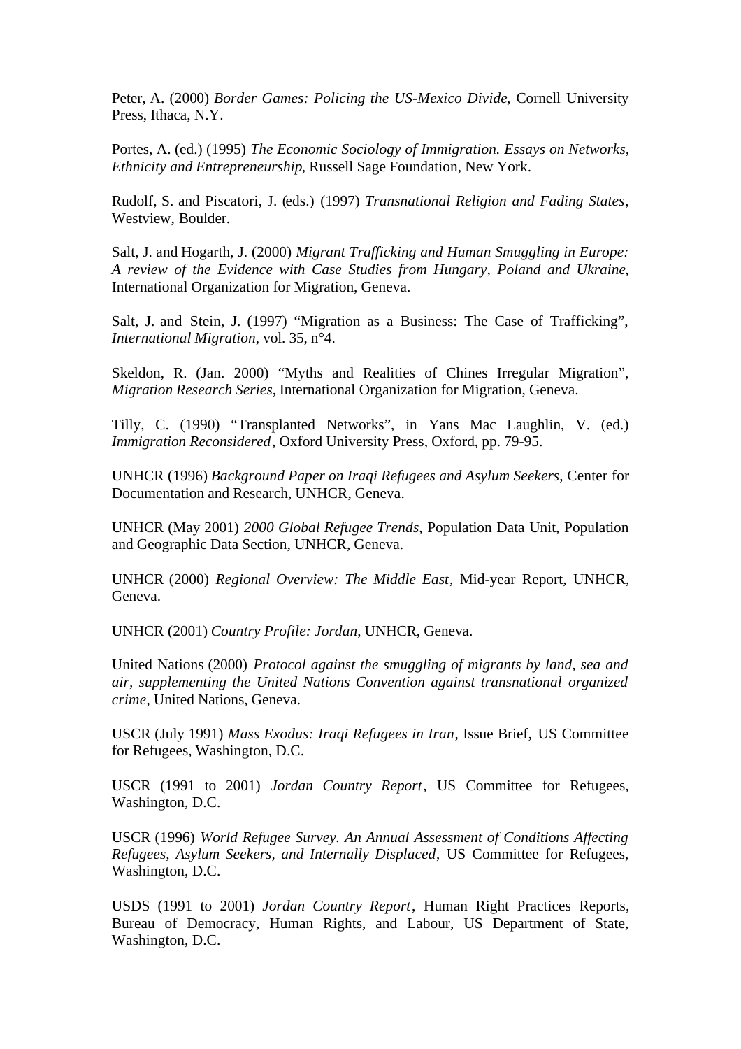Peter, A. (2000) *Border Games: Policing the US-Mexico Divide*, Cornell University Press, Ithaca, N.Y.

Portes, A. (ed.) (1995) *The Economic Sociology of Immigration. Essays on Networks, Ethnicity and Entrepreneurship*, Russell Sage Foundation, New York.

Rudolf, S. and Piscatori, J. (eds.) (1997) *Transnational Religion and Fading States*, Westview, Boulder.

Salt, J. and Hogarth, J. (2000) *Migrant Trafficking and Human Smuggling in Europe: A review of the Evidence with Case Studies from Hungary, Poland and Ukraine*, International Organization for Migration, Geneva.

Salt, J. and Stein, J. (1997) "Migration as a Business: The Case of Trafficking", *International Migration*, vol. 35, n°4.

Skeldon, R. (Jan. 2000) "Myths and Realities of Chines Irregular Migration", *Migration Research Series*, International Organization for Migration, Geneva.

Tilly, C. (1990) "Transplanted Networks", in Yans Mac Laughlin, V. (ed.) *Immigration Reconsidered*, Oxford University Press, Oxford, pp. 79-95.

UNHCR (1996) *Background Paper on Iraqi Refugees and Asylum Seekers*, Center for Documentation and Research, UNHCR, Geneva.

UNHCR (May 2001) *2000 Global Refugee Trends*, Population Data Unit, Population and Geographic Data Section, UNHCR, Geneva.

UNHCR (2000) *Regional Overview: The Middle East*, Mid-year Report, UNHCR, Geneva.

UNHCR (2001) *Country Profile: Jordan*, UNHCR, Geneva.

United Nations (2000) *Protocol against the smuggling of migrants by land, sea and air, supplementing the United Nations Convention against transnational organized crime*, United Nations, Geneva.

USCR (July 1991) *Mass Exodus: Iraqi Refugees in Iran*, Issue Brief, US Committee for Refugees, Washington, D.C.

USCR (1991 to 2001) *Jordan Country Report*, US Committee for Refugees, Washington, D.C.

USCR (1996) *World Refugee Survey. An Annual Assessment of Conditions Affecting Refugees, Asylum Seekers, and Internally Displaced*, US Committee for Refugees, Washington, D.C.

USDS (1991 to 2001) *Jordan Country Report*, Human Right Practices Reports, Bureau of Democracy, Human Rights, and Labour, US Department of State, Washington, D.C.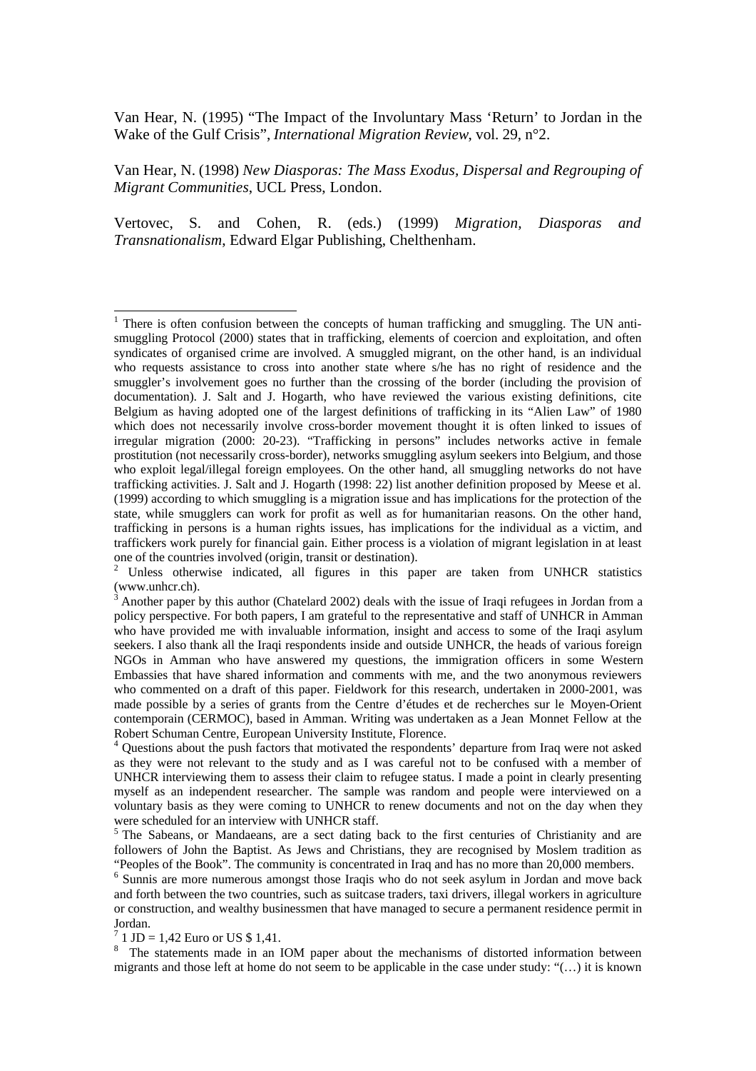Van Hear, N. (1995) "The Impact of the Involuntary Mass 'Return' to Jordan in the Wake of the Gulf Crisis", *International Migration Review*, vol. 29, n°2.

Van Hear, N. (1998) *New Diasporas: The Mass Exodus, Dispersal and Regrouping of Migrant Communities*, UCL Press, London.

Vertovec, S. and Cohen, R. (eds.) (1999) *Migration, Diasporas and Transnationalism*, Edward Elgar Publishing, Chelthenham.

---

[1] There is often confusion between the concepts of human trafficking and smuggling. The UN anti-smuggling Protocol (2000) states that in trafficking, elements of coercion and exploitation, and often syndicates of organised crime are involved. A smuggled migrant, on the other hand, is an individual who requests assistance to cross into another state where s/he has no right of residence and the smuggler's involvement goes no further than the crossing of the border (including the provision of documentation). J. Salt and J. Hogarth, who have reviewed the various existing definitions, cite Belgium as having adopted one of the largest definitions of trafficking in its "Alien Law" of 1980 which does not necessarily involve cross-border movement thought it is often linked to issues of irregular migration (2000: 20-23). "Trafficking in persons" includes networks active in female prostitution (not necessarily cross-border), networks smuggling asylum seekers into Belgium, and those who exploit legal/illegal foreign employees. On the other hand, all smuggling networks do not have trafficking activities. J. Salt and J. Hogarth (1998: 22) list another definition proposed by Meese et al. (1999) according to which smuggling is a migration issue and has implications for the protection of the state, while smugglers can work for profit as well as for humanitarian reasons. On the other hand, trafficking in persons is a human rights issues, has implications for the individual as a victim, and traffickers work purely for financial gain. Either process is a violation of migrant legislation in at least one of the countries involved (origin, transit or destination).

[2] Unless otherwise indicated, all figures in this paper are taken from UNHCR statistics (www.unhcr.ch).

[3] Another paper by this author (Chatelard 2002) deals with the issue of Iraqi refugees in Jordan from a policy perspective. For both papers, I am grateful to the representative and staff of UNHCR in Amman who have provided me with invaluable information, insight and access to some of the Iraqi asylum seekers. I also thank all the Iraqi respondents inside and outside UNHCR, the heads of various foreign NGOs in Amman who have answered my questions, the immigration officers in some Western Embassies that have shared information and comments with me, and the two anonymous reviewers who commented on a draft of this paper. Fieldwork for this research, undertaken in 2000-2001, was made possible by a series of grants from the Centre d'études et de recherches sur le Moyen-Orient contemporain (CERMOC), based in Amman. Writing was undertaken as a Jean Monnet Fellow at the Robert Schuman Centre, European University Institute, Florence.

[4] Questions about the push factors that motivated the respondents' departure from Iraq were not asked as they were not relevant to the study and as I was careful not to be confused with a member of UNHCR interviewing them to assess their claim to refugee status. I made a point in clearly presenting myself as an independent researcher. The sample was random and people were interviewed on a voluntary basis as they were coming to UNHCR to renew documents and not on the day when they were scheduled for an interview with UNHCR staff.

[5] The Sabeans, or Mandaeans, are a sect dating back to the first centuries of Christianity and are followers of John the Baptist. As Jews and Christians, they are recognised by Moslem tradition as "Peoples of the Book". The community is concentrated in Iraq and has no more than 20,000 members.

[6] Sunnis are more numerous amongst those Iraqis who do not seek asylum in Jordan and move back and forth between the two countries, such as suitcase traders, taxi drivers, illegal workers in agriculture or construction, and wealthy businessmen that have managed to secure a permanent residence permit in Jordan.

[7] 1 JD = 1,42 Euro or US $ 1,41.

[8] The statements made in an IOM paper about the mechanisms of distorted information between migrants and those left at home do not seem to be applicable in the case under study: "(…) it is known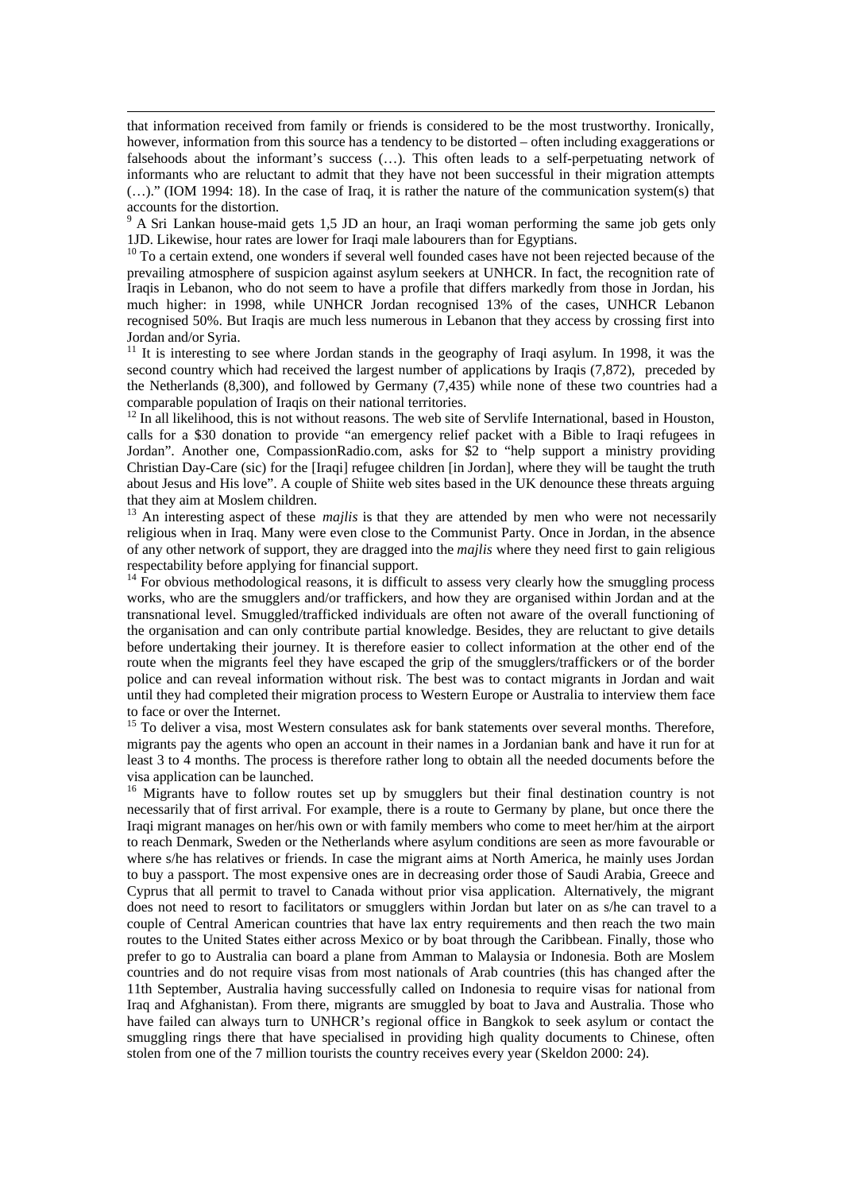that information received from family or friends is considered to be the most trustworthy. Ironically, however, information from this source has a tendency to be distorted – often including exaggerations or falsehoods about the informant's success (…). This often leads to a self-perpetuating network of informants who are reluctant to admit that they have not been successful in their migration attempts (…)." (IOM 1994: 18). In the case of Iraq, it is rather the nature of the communication system(s) that accounts for the distortion.

[9] A Sri Lankan house-maid gets 1,5 JD an hour, an Iraqi woman performing the same job gets only 1JD. Likewise, hour rates are lower for Iraqi male labourers than for Egyptians.

[10] To a certain extend, one wonders if several well founded cases have not been rejected because of the prevailing atmosphere of suspicion against asylum seekers at UNHCR. In fact, the recognition rate of Iraqis in Lebanon, who do not seem to have a profile that differs markedly from those in Jordan, his much higher: in 1998, while UNHCR Jordan recognised 13% of the cases, UNHCR Lebanon recognised 50%. But Iraqis are much less numerous in Lebanon that they access by crossing first into Jordan and/or Syria.

[11] It is interesting to see where Jordan stands in the geography of Iraqi asylum. In 1998, it was the second country which had received the largest number of applications by Iraqis (7,872), preceded by the Netherlands (8,300), and followed by Germany (7,435) while none of these two countries had a comparable population of Iraqis on their national territories.

[12] In all likelihood, this is not without reasons. The web site of Servlife International, based in Houston, calls for a $30 donation to provide "an emergency relief packet with a Bible to Iraqi refugees in Jordan". Another one, CompassionRadio.com, asks for $2 to "help support a ministry providing Christian Day-Care (sic) for the [Iraqi] refugee children [in Jordan], where they will be taught the truth about Jesus and His love". A couple of Shiite web sites based in the UK denounce these threats arguing that they aim at Moslem children.

[13] An interesting aspect of these *majlis* is that they are attended by men who were not necessarily religious when in Iraq. Many were even close to the Communist Party. Once in Jordan, in the absence of any other network of support, they are dragged into the *majlis* where they need first to gain religious respectability before applying for financial support.

[14] For obvious methodological reasons, it is difficult to assess very clearly how the smuggling process works, who are the smugglers and/or traffickers, and how they are organised within Jordan and at the transnational level. Smuggled/trafficked individuals are often not aware of the overall functioning of the organisation and can only contribute partial knowledge. Besides, they are reluctant to give details before undertaking their journey. It is therefore easier to collect information at the other end of the route when the migrants feel they have escaped the grip of the smugglers/traffickers or of the border police and can reveal information without risk. The best was to contact migrants in Jordan and wait until they had completed their migration process to Western Europe or Australia to interview them face to face or over the Internet.

[15] To deliver a visa, most Western consulates ask for bank statements over several months. Therefore, migrants pay the agents who open an account in their names in a Jordanian bank and have it run for at least 3 to 4 months. The process is therefore rather long to obtain all the needed documents before the visa application can be launched.

[16] Migrants have to follow routes set up by smugglers but their final destination country is not necessarily that of first arrival. For example, there is a route to Germany by plane, but once there the Iraqi migrant manages on her/his own or with family members who come to meet her/him at the airport to reach Denmark, Sweden or the Netherlands where asylum conditions are seen as more favourable or where s/he has relatives or friends. In case the migrant aims at North America, he mainly uses Jordan to buy a passport. The most expensive ones are in decreasing order those of Saudi Arabia, Greece and Cyprus that all permit to travel to Canada without prior visa application. Alternatively, the migrant does not need to resort to facilitators or smugglers within Jordan but later on as s/he can travel to a couple of Central American countries that have lax entry requirements and then reach the two main routes to the United States either across Mexico or by boat through the Caribbean. Finally, those who prefer to go to Australia can board a plane from Amman to Malaysia or Indonesia. Both are Moslem countries and do not require visas from most nationals of Arab countries (this has changed after the 11th September, Australia having successfully called on Indonesia to require visas for national from Iraq and Afghanistan). From there, migrants are smuggled by boat to Java and Australia. Those who have failed can always turn to UNHCR's regional office in Bangkok to seek asylum or contact the smuggling rings there that have specialised in providing high quality documents to Chinese, often stolen from one of the 7 million tourists the country receives every year (Skeldon 2000: 24).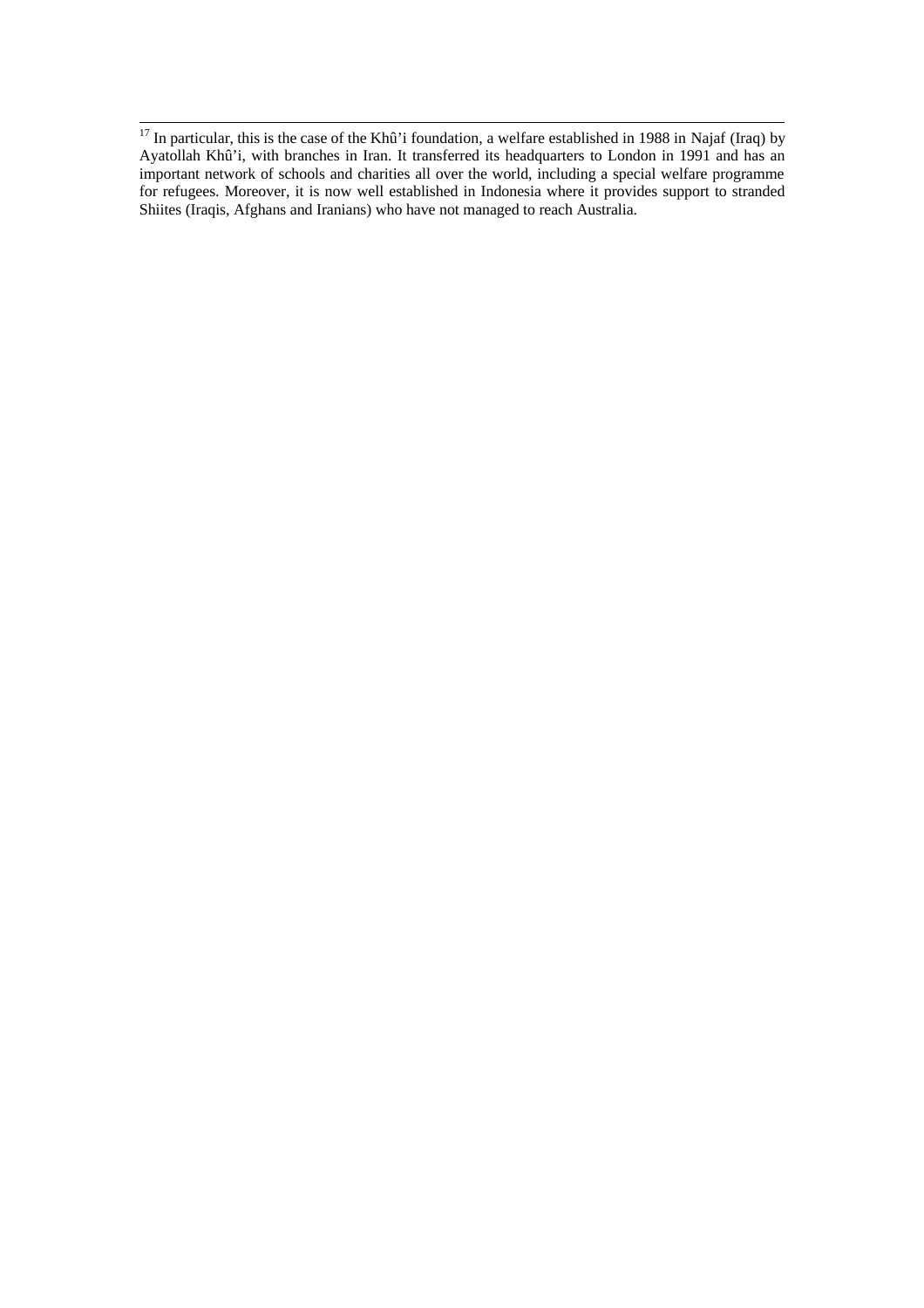[17] In particular, this is the case of the Khû'i foundation, a welfare established in 1988 in Najaf (Iraq) by Ayatollah Khû'i, with branches in Iran. It transferred its headquarters to London in 1991 and has an important network of schools and charities all over the world, including a special welfare programme for refugees. Moreover, it is now well established in Indonesia where it provides support to stranded Shiites (Iraqis, Afghans and Iranians) who have not managed to reach Australia.